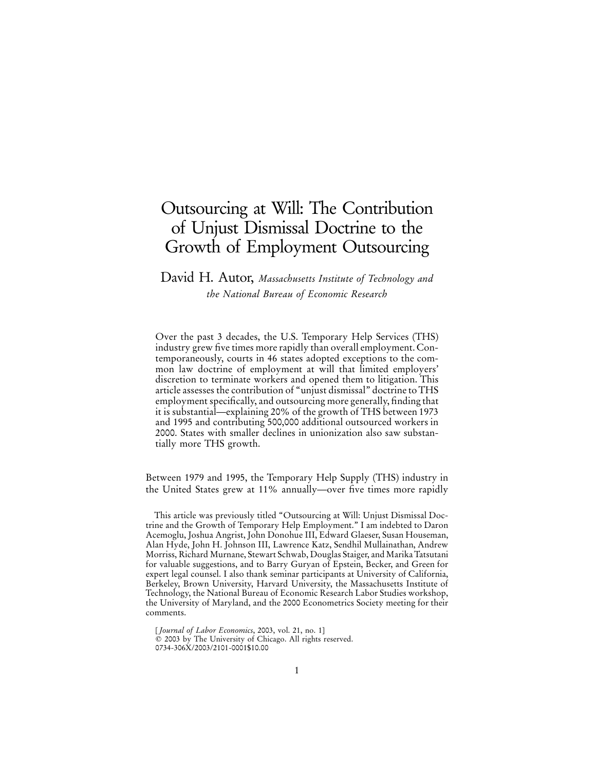# Outsourcing at Will: The Contribution of Unjust Dismissal Doctrine to the Growth of Employment Outsourcing

David H. Autor, *Massachusetts Institute of Technology and the National Bureau of Economic Research*

Over the past 3 decades, the U.S. Temporary Help Services (THS) industry grew five times more rapidly than overall employment. Contemporaneously, courts in 46 states adopted exceptions to the common law doctrine of employment at will that limited employers' discretion to terminate workers and opened them to litigation. This article assesses the contribution of "unjust dismissal" doctrine to THS employment specifically, and outsourcing more generally, finding that it is substantial—explaining 20% of the growth of THS between 1973 and 1995 and contributing 500,000 additional outsourced workers in 2000. States with smaller declines in unionization also saw substantially more THS growth.

Between 1979 and 1995, the Temporary Help Supply (THS) industry in the United States grew at 11% annually—over five times more rapidly

This article was previously titled "Outsourcing at Will: Unjust Dismissal Doctrine and the Growth of Temporary Help Employment." I am indebted to Daron Acemoglu, Joshua Angrist, John Donohue III, Edward Glaeser, Susan Houseman, Alan Hyde, John H. Johnson III, Lawrence Katz, Sendhil Mullainathan, Andrew Morriss, Richard Murnane, Stewart Schwab, Douglas Staiger, and Marika Tatsutani for valuable suggestions, and to Barry Guryan of Epstein, Becker, and Green for expert legal counsel. I also thank seminar participants at University of California, Berkeley, Brown University, Harvard University, the Massachusetts Institute of Technology, the National Bureau of Economic Research Labor Studies workshop, the University of Maryland, and the 2000 Econometrics Society meeting for their comments.

[*Journal of Labor Economics*, 2003, vol. 21, no. 1]
© 2003 by The University of Chicago. All rights reserved.
0734-306X/2003/2101-0001$10.00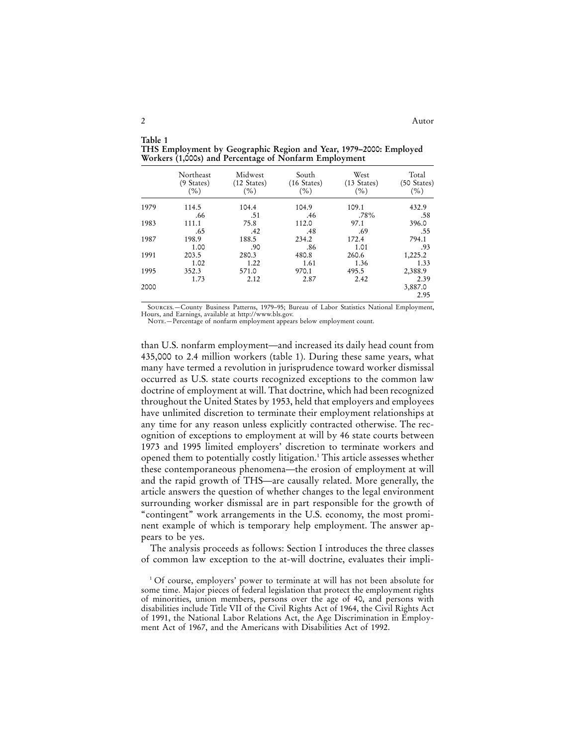**Table 1**
**THS Employment by Geographic Region and Year, 1979–2000: Employed Workers (1,000s) and Percentage of Nonfarm Employment**

| | Northeast (9 States) (%) | Midwest (12 States) (%) | South (16 States) (%) | West (13 States) (%) | Total (50 States) (%) |
|---|---|---|---|---|---|
| 1979 | 114.5 | 104.4 | 104.9 | 109.1 | 432.9 |
| | .66 | .51 | .46 | .78% | .58 |
| 1983 | 111.1 | 75.8 | 112.0 | 97.1 | 396.0 |
| | .65 | .42 | .48 | .69 | .55 |
| 1987 | 198.9 | 188.5 | 234.2 | 172.4 | 794.1 |
| | 1.00 | .90 | .86 | 1.01 | .93 |
| 1991 | 203.5 | 280.3 | 480.8 | 260.6 | 1,225.2 |
| | 1.02 | 1.22 | 1.61 | 1.36 | 1.33 |
| 1995 | 352.3 | 571.0 | 970.1 | 495.5 | 2,388.9 |
| | 1.73 | 2.12 | 2.87 | 2.42 | 2.39 |
| 2000 | | | | | 3,887.0 |
| | | | | | 2.95 |

Sources.—County Business Patterns, 1979–95; Bureau of Labor Statistics National Employment, Hours, and Earnings, available at http://www.bls.gov.
Note.—Percentage of nonfarm employment appears below employment count.

than U.S. nonfarm employment—and increased its daily head count from 435,000 to 2.4 million workers (table 1). During these same years, what many have termed a revolution in jurisprudence toward worker dismissal occurred as U.S. state courts recognized exceptions to the common law doctrine of employment at will. That doctrine, which had been recognized throughout the United States by 1953, held that employers and employees have unlimited discretion to terminate their employment relationships at any time for any reason unless explicitly contracted otherwise. The recognition of exceptions to employment at will by 46 state courts between 1973 and 1995 limited employers' discretion to terminate workers and opened them to potentially costly litigation.[1] This article assesses whether these contemporaneous phenomena—the erosion of employment at will and the rapid growth of THS—are causally related. More generally, the article answers the question of whether changes to the legal environment surrounding worker dismissal are in part responsible for the growth of "contingent" work arrangements in the U.S. economy, the most prominent example of which is temporary help employment. The answer appears to be yes.

The analysis proceeds as follows: Section I introduces the three classes of common law exception to the at-will doctrine, evaluates their impli-

[1] Of course, employers' power to terminate at will has not been absolute for some time. Major pieces of federal legislation that protect the employment rights of minorities, union members, persons over the age of 40, and persons with disabilities include Title VII of the Civil Rights Act of 1964, the Civil Rights Act of 1991, the National Labor Relations Act, the Age Discrimination in Employment Act of 1967, and the Americans with Disabilities Act of 1992.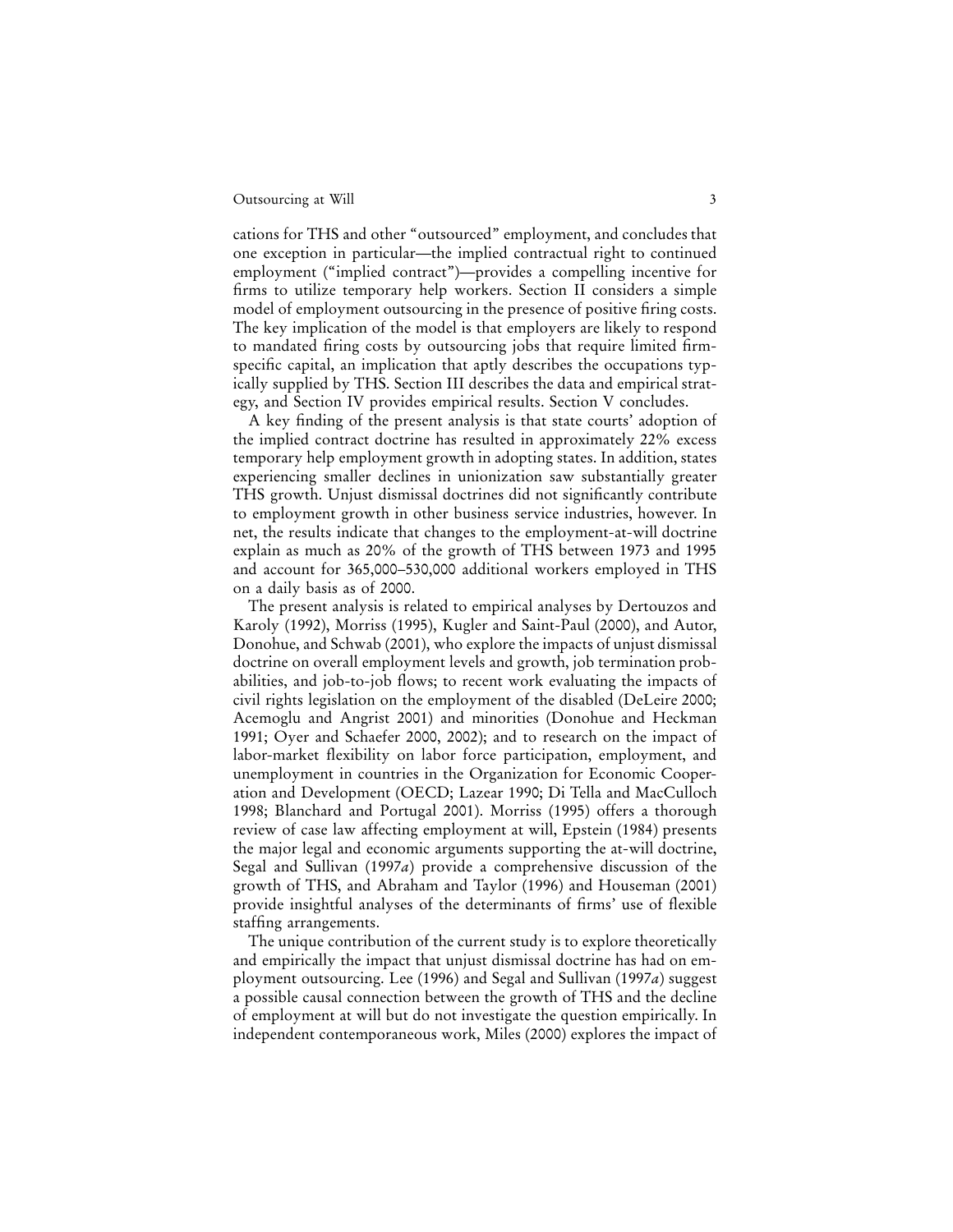cations for THS and other "outsourced" employment, and concludes that one exception in particular—the implied contractual right to continued employment ("implied contract")—provides a compelling incentive for firms to utilize temporary help workers. Section II considers a simple model of employment outsourcing in the presence of positive firing costs. The key implication of the model is that employers are likely to respond to mandated firing costs by outsourcing jobs that require limited firm-specific capital, an implication that aptly describes the occupations typically supplied by THS. Section III describes the data and empirical strategy, and Section IV provides empirical results. Section V concludes.

A key finding of the present analysis is that state courts' adoption of the implied contract doctrine has resulted in approximately 22% excess temporary help employment growth in adopting states. In addition, states experiencing smaller declines in unionization saw substantially greater THS growth. Unjust dismissal doctrines did not significantly contribute to employment growth in other business service industries, however. In net, the results indicate that changes to the employment-at-will doctrine explain as much as 20% of the growth of THS between 1973 and 1995 and account for 365,000–530,000 additional workers employed in THS on a daily basis as of 2000.

The present analysis is related to empirical analyses by Dertouzos and Karoly (1992), Morriss (1995), Kugler and Saint-Paul (2000), and Autor, Donohue, and Schwab (2001), who explore the impacts of unjust dismissal doctrine on overall employment levels and growth, job termination probabilities, and job-to-job flows; to recent work evaluating the impacts of civil rights legislation on the employment of the disabled (DeLeire 2000; Acemoglu and Angrist 2001) and minorities (Donohue and Heckman 1991; Oyer and Schaefer 2000, 2002); and to research on the impact of labor-market flexibility on labor force participation, employment, and unemployment in countries in the Organization for Economic Cooperation and Development (OECD; Lazear 1990; Di Tella and MacCulloch 1998; Blanchard and Portugal 2001). Morriss (1995) offers a thorough review of case law affecting employment at will, Epstein (1984) presents the major legal and economic arguments supporting the at-will doctrine, Segal and Sullivan (1997*a*) provide a comprehensive discussion of the growth of THS, and Abraham and Taylor (1996) and Houseman (2001) provide insightful analyses of the determinants of firms' use of flexible staffing arrangements.

The unique contribution of the current study is to explore theoretically and empirically the impact that unjust dismissal doctrine has had on employment outsourcing. Lee (1996) and Segal and Sullivan (1997*a*) suggest a possible causal connection between the growth of THS and the decline of employment at will but do not investigate the question empirically. In independent contemporaneous work, Miles (2000) explores the impact of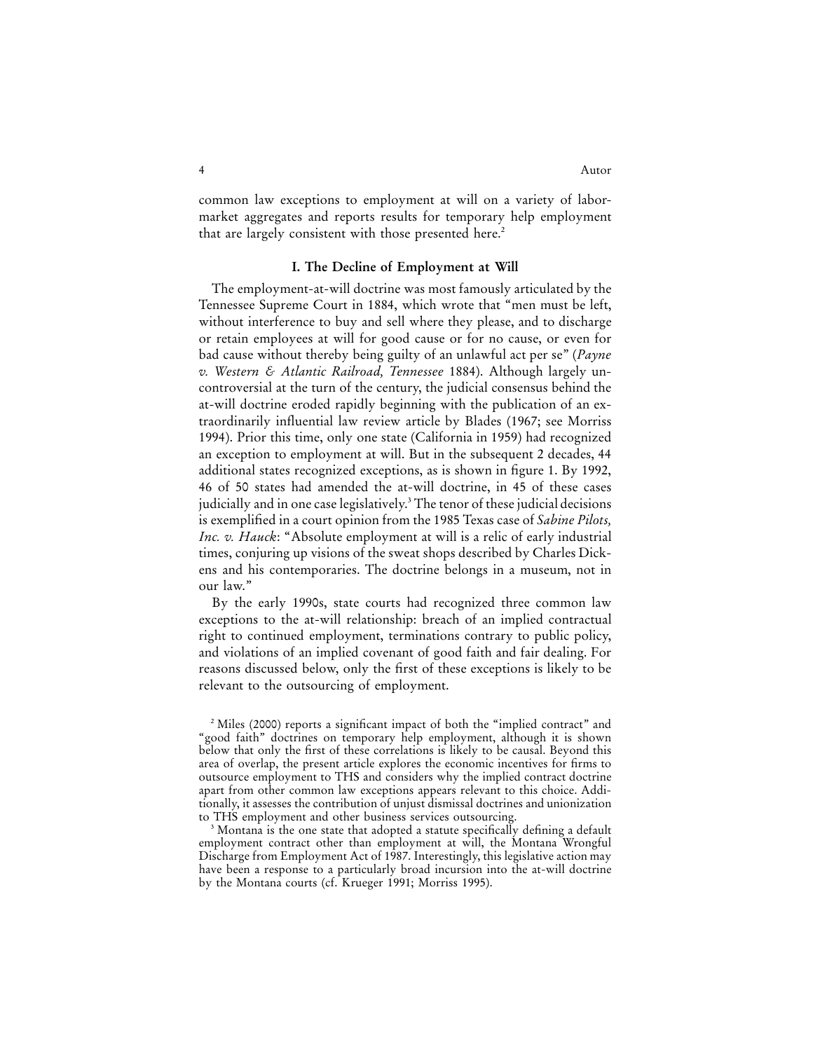common law exceptions to employment at will on a variety of labor-market aggregates and reports results for temporary help employment that are largely consistent with those presented here.[2]

## I. The Decline of Employment at Will

The employment-at-will doctrine was most famously articulated by the Tennessee Supreme Court in 1884, which wrote that "men must be left, without interference to buy and sell where they please, and to discharge or retain employees at will for good cause or for no cause, or even for bad cause without thereby being guilty of an unlawful act per se" (*Payne v. Western & Atlantic Railroad, Tennessee* 1884). Although largely uncontroversial at the turn of the century, the judicial consensus behind the at-will doctrine eroded rapidly beginning with the publication of an extraordinarily influential law review article by Blades (1967; see Morriss 1994). Prior this time, only one state (California in 1959) had recognized an exception to employment at will. But in the subsequent 2 decades, 44 additional states recognized exceptions, as is shown in figure 1. By 1992, 46 of 50 states had amended the at-will doctrine, in 45 of these cases judicially and in one case legislatively.[3] The tenor of these judicial decisions is exemplified in a court opinion from the 1985 Texas case of *Sabine Pilots, Inc. v. Hauck*: "Absolute employment at will is a relic of early industrial times, conjuring up visions of the sweat shops described by Charles Dickens and his contemporaries. The doctrine belongs in a museum, not in our law."

By the early 1990s, state courts had recognized three common law exceptions to the at-will relationship: breach of an implied contractual right to continued employment, terminations contrary to public policy, and violations of an implied covenant of good faith and fair dealing. For reasons discussed below, only the first of these exceptions is likely to be relevant to the outsourcing of employment.

[2] Miles (2000) reports a significant impact of both the "implied contract" and "good faith" doctrines on temporary help employment, although it is shown below that only the first of these correlations is likely to be causal. Beyond this area of overlap, the present article explores the economic incentives for firms to outsource employment to THS and considers why the implied contract doctrine apart from other common law exceptions appears relevant to this choice. Additionally, it assesses the contribution of unjust dismissal doctrines and unionization to THS employment and other business services outsourcing.

[3] Montana is the one state that adopted a statute specifically defining a default employment contract other than employment at will, the Montana Wrongful Discharge from Employment Act of 1987. Interestingly, this legislative action may have been a response to a particularly broad incursion into the at-will doctrine by the Montana courts (cf. Krueger 1991; Morriss 1995).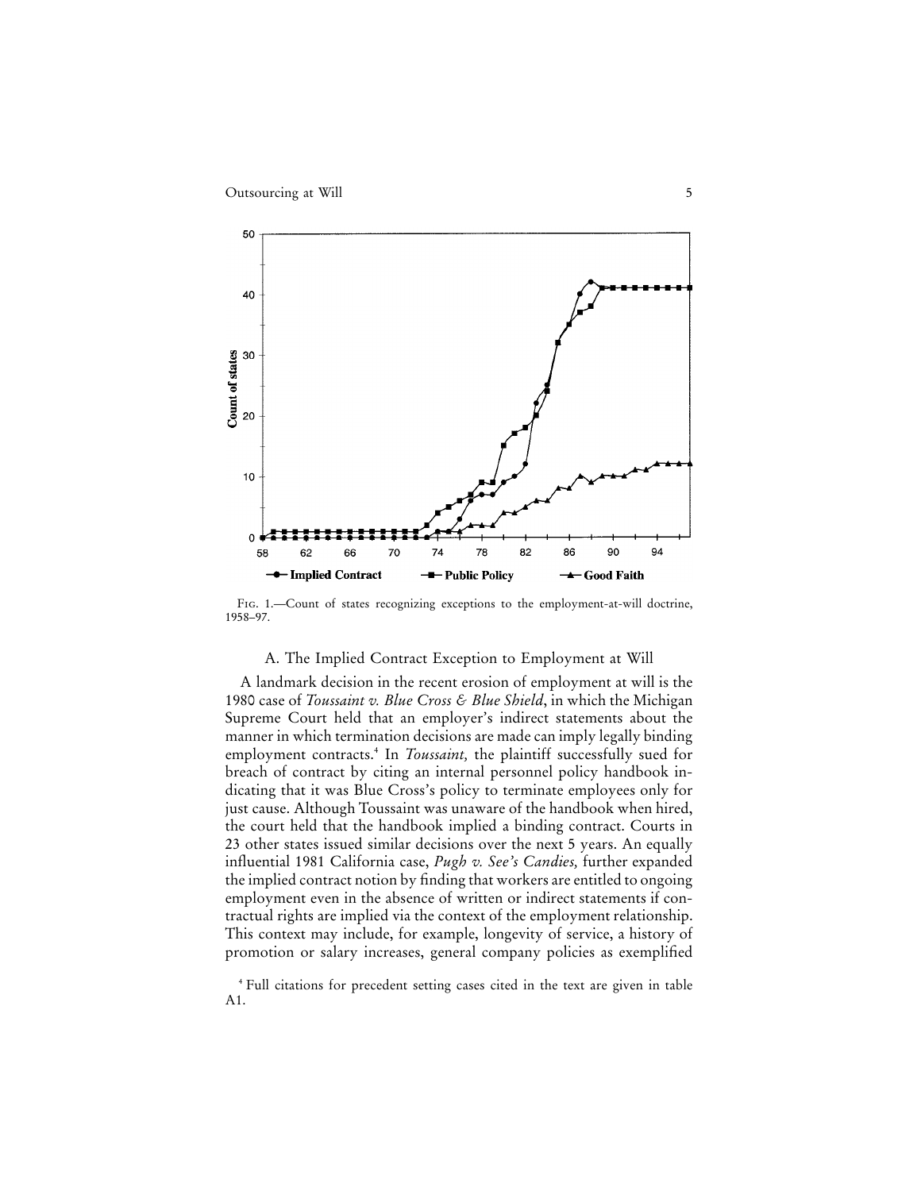FIG. 1.—Count of states recognizing exceptions to the employment-at-will doctrine, 1958–97.

## A. The Implied Contract Exception to Employment at Will

A landmark decision in the recent erosion of employment at will is the 1980 case of *Toussaint v. Blue Cross & Blue Shield*, in which the Michigan Supreme Court held that an employer's indirect statements about the manner in which termination decisions are made can imply legally binding employment contracts.[4] In *Toussaint,* the plaintiff successfully sued for breach of contract by citing an internal personnel policy handbook indicating that it was Blue Cross's policy to terminate employees only for just cause. Although Toussaint was unaware of the handbook when hired, the court held that the handbook implied a binding contract. Courts in 23 other states issued similar decisions over the next 5 years. An equally influential 1981 California case, *Pugh v. See's Candies,* further expanded the implied contract notion by finding that workers are entitled to ongoing employment even in the absence of written or indirect statements if contractual rights are implied via the context of the employment relationship. This context may include, for example, longevity of service, a history of promotion or salary increases, general company policies as exemplified

[4] Full citations for precedent setting cases cited in the text are given in table A1.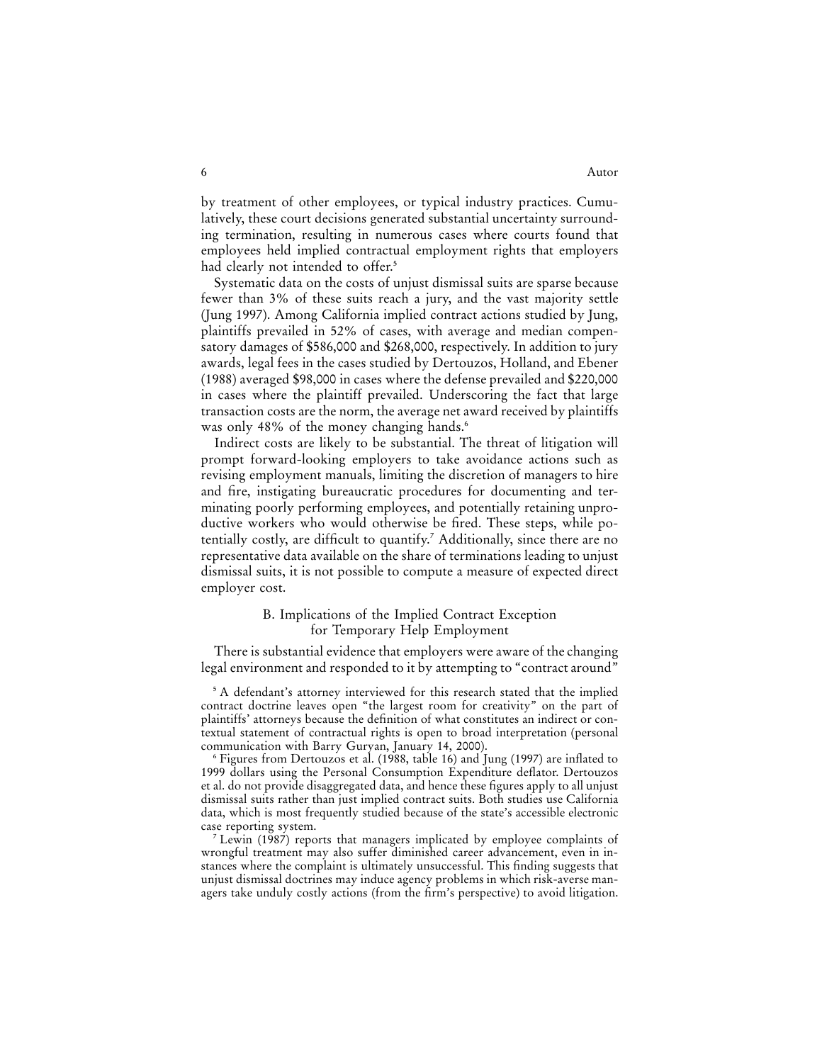by treatment of other employees, or typical industry practices. Cumulatively, these court decisions generated substantial uncertainty surrounding termination, resulting in numerous cases where courts found that employees held implied contractual employment rights that employers had clearly not intended to offer.[5]

Systematic data on the costs of unjust dismissal suits are sparse because fewer than 3% of these suits reach a jury, and the vast majority settle (Jung 1997). Among California implied contract actions studied by Jung, plaintiffs prevailed in 52% of cases, with average and median compensatory damages of $586,000 and $268,000, respectively. In addition to jury awards, legal fees in the cases studied by Dertouzos, Holland, and Ebener (1988) averaged $98,000 in cases where the defense prevailed and $220,000 in cases where the plaintiff prevailed. Underscoring the fact that large transaction costs are the norm, the average net award received by plaintiffs was only 48% of the money changing hands.[6]

Indirect costs are likely to be substantial. The threat of litigation will prompt forward-looking employers to take avoidance actions such as revising employment manuals, limiting the discretion of managers to hire and fire, instigating bureaucratic procedures for documenting and terminating poorly performing employees, and potentially retaining unproductive workers who would otherwise be fired. These steps, while potentially costly, are difficult to quantify.[7] Additionally, since there are no representative data available on the share of terminations leading to unjust dismissal suits, it is not possible to compute a measure of expected direct employer cost.

### B. Implications of the Implied Contract Exception for Temporary Help Employment

There is substantial evidence that employers were aware of the changing legal environment and responded to it by attempting to "contract around"

[5] A defendant's attorney interviewed for this research stated that the implied contract doctrine leaves open "the largest room for creativity" on the part of plaintiffs' attorneys because the definition of what constitutes an indirect or contextual statement of contractual rights is open to broad interpretation (personal communication with Barry Guryan, January 14, 2000).

[6] Figures from Dertouzos et al. (1988, table 16) and Jung (1997) are inflated to 1999 dollars using the Personal Consumption Expenditure deflator. Dertouzos et al. do not provide disaggregated data, and hence these figures apply to all unjust dismissal suits rather than just implied contract suits. Both studies use California data, which is most frequently studied because of the state's accessible electronic case reporting system.

[7] Lewin (1987) reports that managers implicated by employee complaints of wrongful treatment may also suffer diminished career advancement, even in instances where the complaint is ultimately unsuccessful. This finding suggests that unjust dismissal doctrines may induce agency problems in which risk-averse managers take unduly costly actions (from the firm's perspective) to avoid litigation.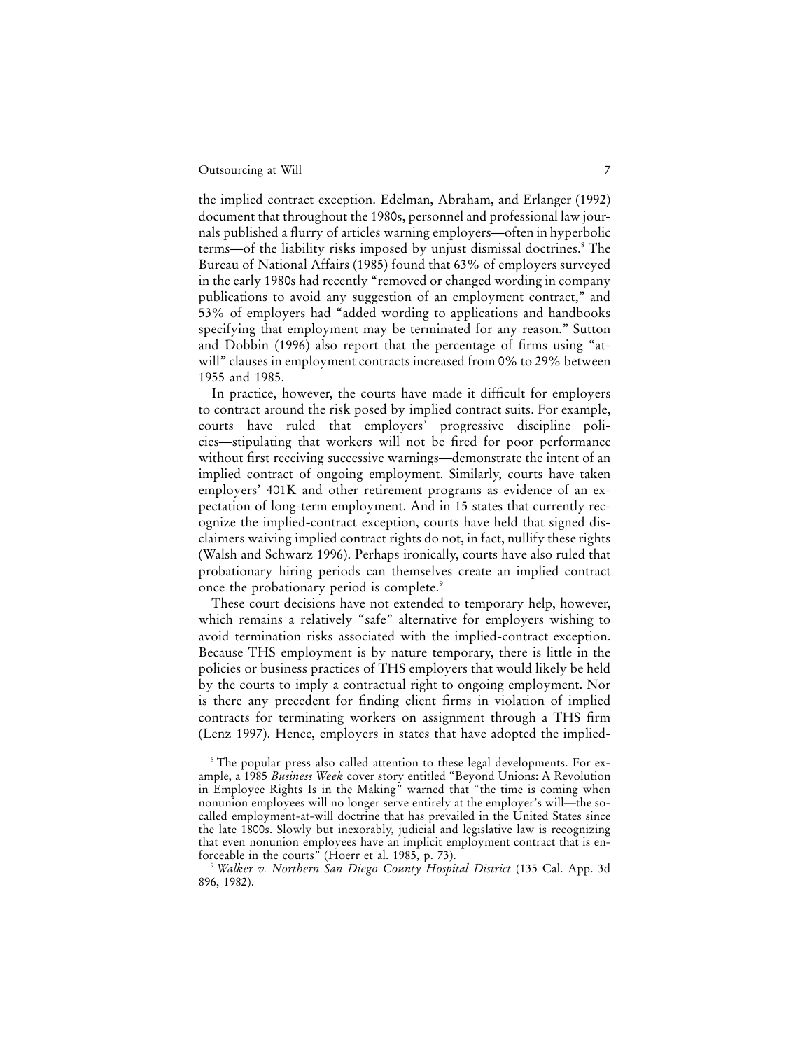the implied contract exception. Edelman, Abraham, and Erlanger (1992) document that throughout the 1980s, personnel and professional law journals published a flurry of articles warning employers—often in hyperbolic terms—of the liability risks imposed by unjust dismissal doctrines.[8] The Bureau of National Affairs (1985) found that 63% of employers surveyed in the early 1980s had recently "removed or changed wording in company publications to avoid any suggestion of an employment contract," and 53% of employers had "added wording to applications and handbooks specifying that employment may be terminated for any reason." Sutton and Dobbin (1996) also report that the percentage of firms using "at-will" clauses in employment contracts increased from 0% to 29% between 1955 and 1985.

In practice, however, the courts have made it difficult for employers to contract around the risk posed by implied contract suits. For example, courts have ruled that employers' progressive discipline policies—stipulating that workers will not be fired for poor performance without first receiving successive warnings—demonstrate the intent of an implied contract of ongoing employment. Similarly, courts have taken employers' 401K and other retirement programs as evidence of an expectation of long-term employment. And in 15 states that currently recognize the implied-contract exception, courts have held that signed disclaimers waiving implied contract rights do not, in fact, nullify these rights (Walsh and Schwarz 1996). Perhaps ironically, courts have also ruled that probationary hiring periods can themselves create an implied contract once the probationary period is complete.[9]

These court decisions have not extended to temporary help, however, which remains a relatively "safe" alternative for employers wishing to avoid termination risks associated with the implied-contract exception. Because THS employment is by nature temporary, there is little in the policies or business practices of THS employers that would likely be held by the courts to imply a contractual right to ongoing employment. Nor is there any precedent for finding client firms in violation of implied contracts for terminating workers on assignment through a THS firm (Lenz 1997). Hence, employers in states that have adopted the implied-

[8] The popular press also called attention to these legal developments. For example, a 1985 *Business Week* cover story entitled "Beyond Unions: A Revolution in Employee Rights Is in the Making" warned that "the time is coming when nonunion employees will no longer serve entirely at the employer's will—the so-called employment-at-will doctrine that has prevailed in the United States since the late 1800s. Slowly but inexorably, judicial and legislative law is recognizing that even nonunion employees have an implicit employment contract that is enforceable in the courts" (Hoerr et al. 1985, p. 73).

[9] *Walker v. Northern San Diego County Hospital District* (135 Cal. App. 3d 896, 1982).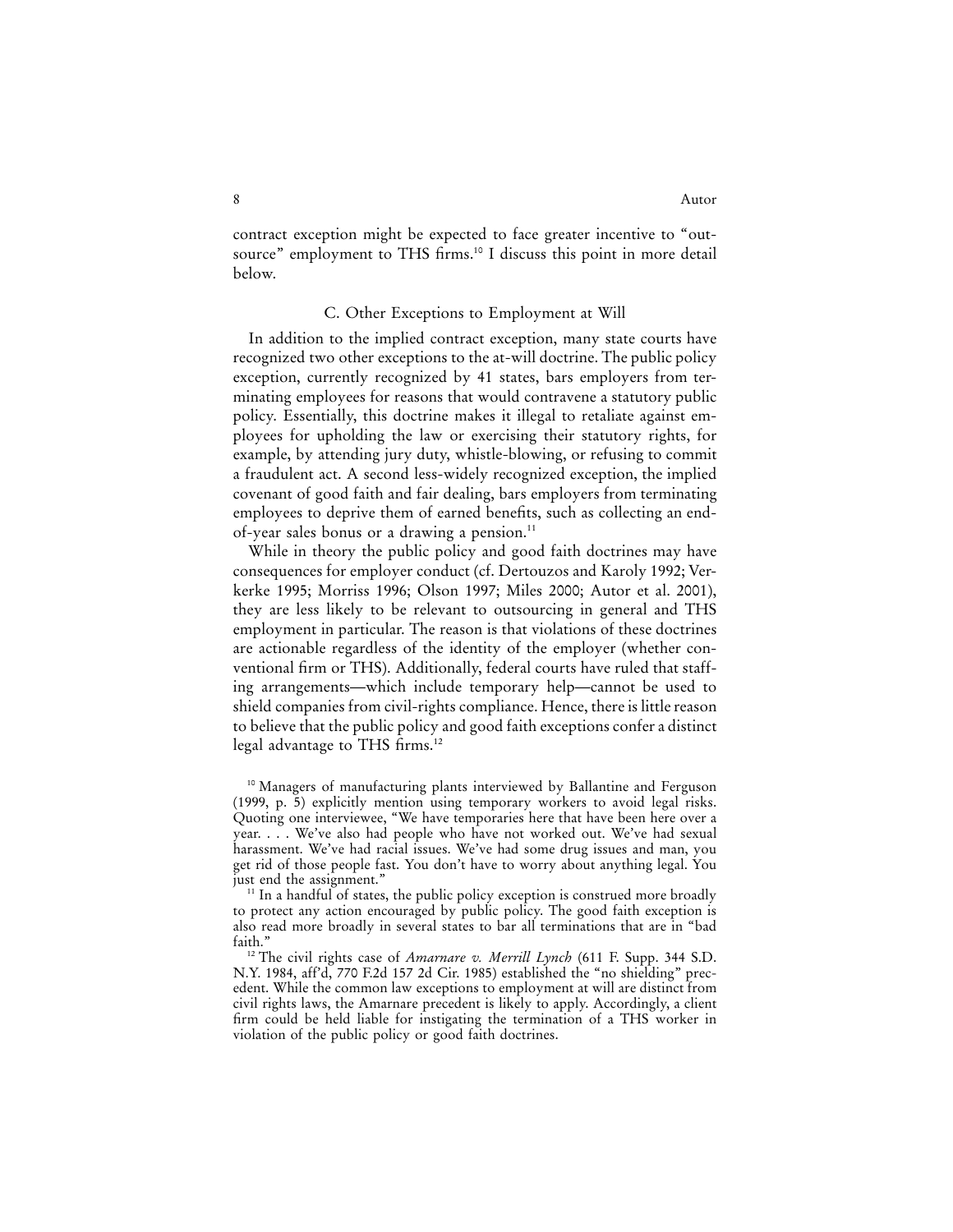contract exception might be expected to face greater incentive to "outsource" employment to THS firms.[10] I discuss this point in more detail below.

### C. Other Exceptions to Employment at Will

In addition to the implied contract exception, many state courts have recognized two other exceptions to the at-will doctrine. The public policy exception, currently recognized by 41 states, bars employers from terminating employees for reasons that would contravene a statutory public policy. Essentially, this doctrine makes it illegal to retaliate against employees for upholding the law or exercising their statutory rights, for example, by attending jury duty, whistle-blowing, or refusing to commit a fraudulent act. A second less-widely recognized exception, the implied covenant of good faith and fair dealing, bars employers from terminating employees to deprive them of earned benefits, such as collecting an end-of-year sales bonus or a drawing a pension.[11]

While in theory the public policy and good faith doctrines may have consequences for employer conduct (cf. Dertouzos and Karoly 1992; Verkerke 1995; Morriss 1996; Olson 1997; Miles 2000; Autor et al. 2001), they are less likely to be relevant to outsourcing in general and THS employment in particular. The reason is that violations of these doctrines are actionable regardless of the identity of the employer (whether conventional firm or THS). Additionally, federal courts have ruled that staffing arrangements—which include temporary help—cannot be used to shield companies from civil-rights compliance. Hence, there is little reason to believe that the public policy and good faith exceptions confer a distinct legal advantage to THS firms.[12]

[10] Managers of manufacturing plants interviewed by Ballantine and Ferguson (1999, p. 5) explicitly mention using temporary workers to avoid legal risks. Quoting one interviewee, "We have temporaries here that have been here over a year. . . . We've also had people who have not worked out. We've had sexual harassment. We've had racial issues. We've had some drug issues and man, you get rid of those people fast. You don't have to worry about anything legal. You just end the assignment."

[11] In a handful of states, the public policy exception is construed more broadly to protect any action encouraged by public policy. The good faith exception is also read more broadly in several states to bar all terminations that are in "bad faith."

[12] The civil rights case of *Amarnare v. Merrill Lynch* (611 F. Supp. 344 S.D. N.Y. 1984, aff'd, 770 F.2d 157 2d Cir. 1985) established the "no shielding" precedent. While the common law exceptions to employment at will are distinct from civil rights laws, the Amarnare precedent is likely to apply. Accordingly, a client firm could be held liable for instigating the termination of a THS worker in violation of the public policy or good faith doctrines.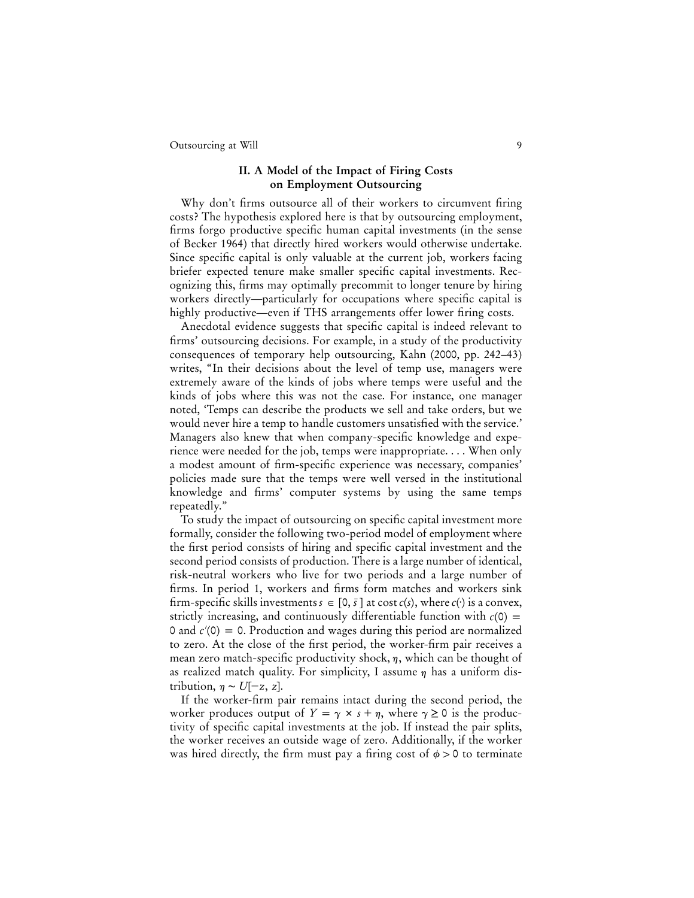## II. A Model of the Impact of Firing Costs on Employment Outsourcing

Why don't firms outsource all of their workers to circumvent firing costs? The hypothesis explored here is that by outsourcing employment, firms forgo productive specific human capital investments (in the sense of Becker 1964) that directly hired workers would otherwise undertake. Since specific capital is only valuable at the current job, workers facing briefer expected tenure make smaller specific capital investments. Recognizing this, firms may optimally precommit to longer tenure by hiring workers directly—particularly for occupations where specific capital is highly productive—even if THS arrangements offer lower firing costs.

Anecdotal evidence suggests that specific capital is indeed relevant to firms' outsourcing decisions. For example, in a study of the productivity consequences of temporary help outsourcing, Kahn (2000, pp. 242–43) writes, "In their decisions about the level of temp use, managers were extremely aware of the kinds of jobs where temps were useful and the kinds of jobs where this was not the case. For instance, one manager noted, 'Temps can describe the products we sell and take orders, but we would never hire a temp to handle customers unsatisfied with the service.' Managers also knew that when company-specific knowledge and experience were needed for the job, temps were inappropriate. . . . When only a modest amount of firm-specific experience was necessary, companies' policies made sure that the temps were well versed in the institutional knowledge and firms' computer systems by using the same temps repeatedly."

To study the impact of outsourcing on specific capital investment more formally, consider the following two-period model of employment where the first period consists of hiring and specific capital investment and the second period consists of production. There is a large number of identical, risk-neutral workers who live for two periods and a large number of firms. In period 1, workers and firms form matches and workers sink firm-specific skills investments $s \in [0, \bar{s}]$ at cost $c(s)$, where $c(\cdot)$ is a convex, strictly increasing, and continuously differentiable function with $c(0) = 0$ and $c'(0) = 0$. Production and wages during this period are normalized to zero. At the close of the first period, the worker-firm pair receives a mean zero match-specific productivity shock, $\eta$, which can be thought of as realized match quality. For simplicity, I assume $\eta$ has a uniform distribution, $\eta \sim U[-z, z]$.

If the worker-firm pair remains intact during the second period, the worker produces output of $Y = \gamma \times s + \eta$, where $\gamma \geq 0$ is the productivity of specific capital investments at the job. If instead the pair splits, the worker receives an outside wage of zero. Additionally, if the worker was hired directly, the firm must pay a firing cost of $\phi > 0$ to terminate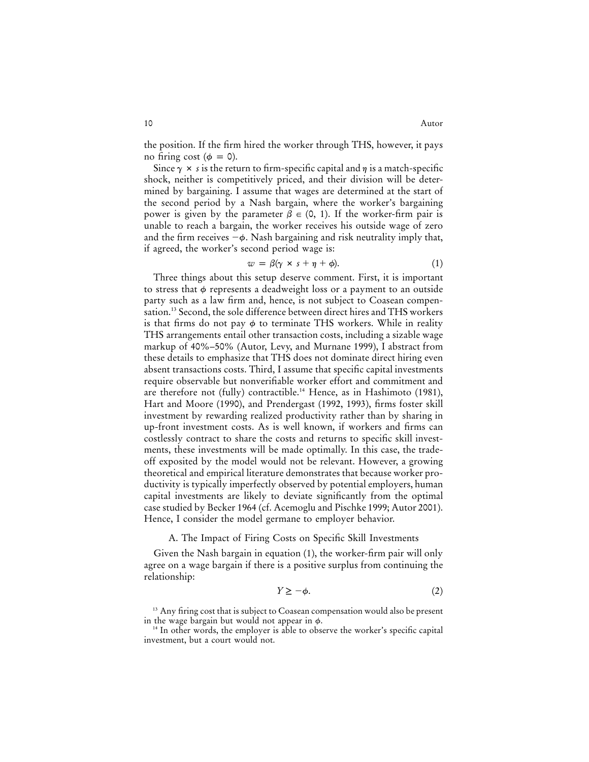the position. If the firm hired the worker through THS, however, it pays no firing cost ($\phi = 0$).

Since $\gamma \times s$ is the return to firm-specific capital and $\eta$ is a match-specific shock, neither is competitively priced, and their division will be determined by bargaining. I assume that wages are determined at the start of the second period by a Nash bargain, where the worker's bargaining power is given by the parameter $\beta \in (0, 1)$. If the worker-firm pair is unable to reach a bargain, the worker receives his outside wage of zero and the firm receives $-\phi$. Nash bargaining and risk neutrality imply that, if agreed, the worker's second period wage is:

$$w = \beta(\gamma \times s + \eta + \phi). \tag{1}$$

Three things about this setup deserve comment. First, it is important to stress that $\phi$ represents a deadweight loss or a payment to an outside party such as a law firm and, hence, is not subject to Coasean compensation.[13] Second, the sole difference between direct hires and THS workers is that firms do not pay $\phi$ to terminate THS workers. While in reality THS arrangements entail other transaction costs, including a sizable wage markup of 40%–50% (Autor, Levy, and Murnane 1999), I abstract from these details to emphasize that THS does not dominate direct hiring even absent transactions costs. Third, I assume that specific capital investments require observable but nonverifiable worker effort and commitment and are therefore not (fully) contractible.[14] Hence, as in Hashimoto (1981), Hart and Moore (1990), and Prendergast (1992, 1993), firms foster skill investment by rewarding realized productivity rather than by sharing in up-front investment costs. As is well known, if workers and firms can costlessly contract to share the costs and returns to specific skill investments, these investments will be made optimally. In this case, the tradeoff exposited by the model would not be relevant. However, a growing theoretical and empirical literature demonstrates that because worker productivity is typically imperfectly observed by potential employers, human capital investments are likely to deviate significantly from the optimal case studied by Becker 1964 (cf. Acemoglu and Pischke 1999; Autor 2001). Hence, I consider the model germane to employer behavior.

### A. The Impact of Firing Costs on Specific Skill Investments

Given the Nash bargain in equation (1), the worker-firm pair will only agree on a wage bargain if there is a positive surplus from continuing the relationship:

$$Y \geq -\phi. \tag{2}$$

[13] Any firing cost that is subject to Coasean compensation would also be present in the wage bargain but would not appear in $\phi$.

[14] In other words, the employer is able to observe the worker's specific capital investment, but a court would not.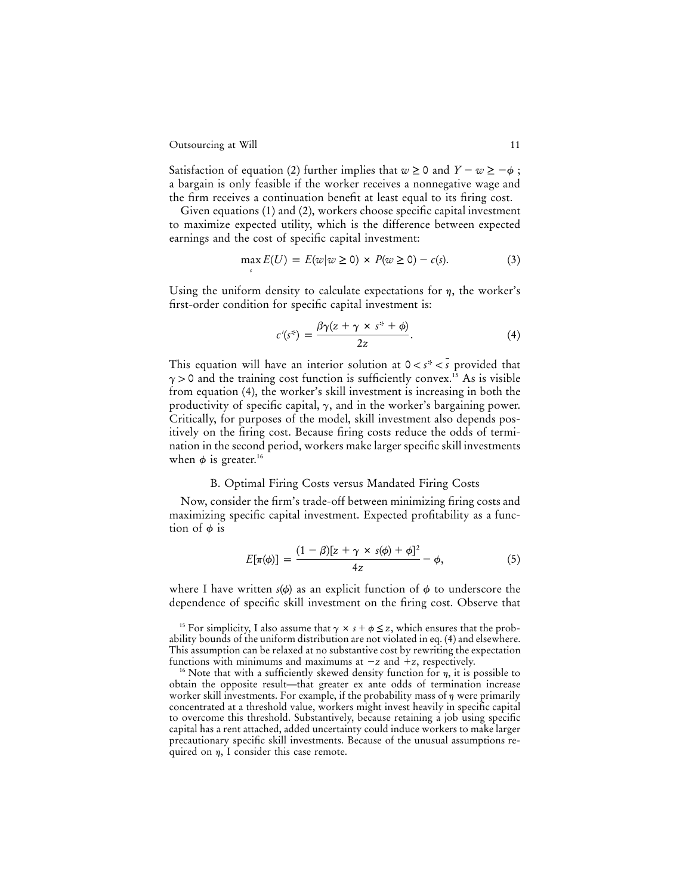Satisfaction of equation (2) further implies that $w \geq 0$ and $Y - w \geq -\phi$ ; a bargain is only feasible if the worker receives a nonnegative wage and the firm receives a continuation benefit at least equal to its firing cost.

Given equations (1) and (2), workers choose specific capital investment to maximize expected utility, which is the difference between expected earnings and the cost of specific capital investment:

$$\max_{s} E(U) = E(w|w \geq 0) \times P(w \geq 0) - c(s). \tag{3}$$

Using the uniform density to calculate expectations for $\eta$, the worker's first-order condition for specific capital investment is:

$$c'(s^*) = \frac{\beta\gamma(z + \gamma \times s^* + \phi)}{2z}. \tag{4}$$

This equation will have an interior solution at $0 < s^* < \bar{s}$ provided that $\gamma > 0$ and the training cost function is sufficiently convex.[15] As is visible from equation (4), the worker's skill investment is increasing in both the productivity of specific capital, $\gamma$, and in the worker's bargaining power. Critically, for purposes of the model, skill investment also depends positively on the firing cost. Because firing costs reduce the odds of termination in the second period, workers make larger specific skill investments when $\phi$ is greater.[16]

### B. Optimal Firing Costs versus Mandated Firing Costs

Now, consider the firm's trade-off between minimizing firing costs and maximizing specific capital investment. Expected profitability as a function of $\phi$ is

$$E[\pi(\phi)] = \frac{(1 - \beta)[z + \gamma \times s(\phi) + \phi]^2}{4z} - \phi, \tag{5}$$

where I have written $s(\phi)$ as an explicit function of $\phi$ to underscore the dependence of specific skill investment on the firing cost. Observe that

[15] For simplicity, I also assume that $\gamma \times s + \phi \leq z$, which ensures that the probability bounds of the uniform distribution are not violated in eq. (4) and elsewhere. This assumption can be relaxed at no substantive cost by rewriting the expectation functions with minimums and maximums at $-z$ and $+z$, respectively.

[16] Note that with a sufficiently skewed density function for $\eta$, it is possible to obtain the opposite result—that greater ex ante odds of termination increase worker skill investments. For example, if the probability mass of $\eta$ were primarily concentrated at a threshold value, workers might invest heavily in specific capital to overcome this threshold. Substantively, because retaining a job using specific capital has a rent attached, added uncertainty could induce workers to make larger precautionary specific skill investments. Because of the unusual assumptions required on $\eta$, I consider this case remote.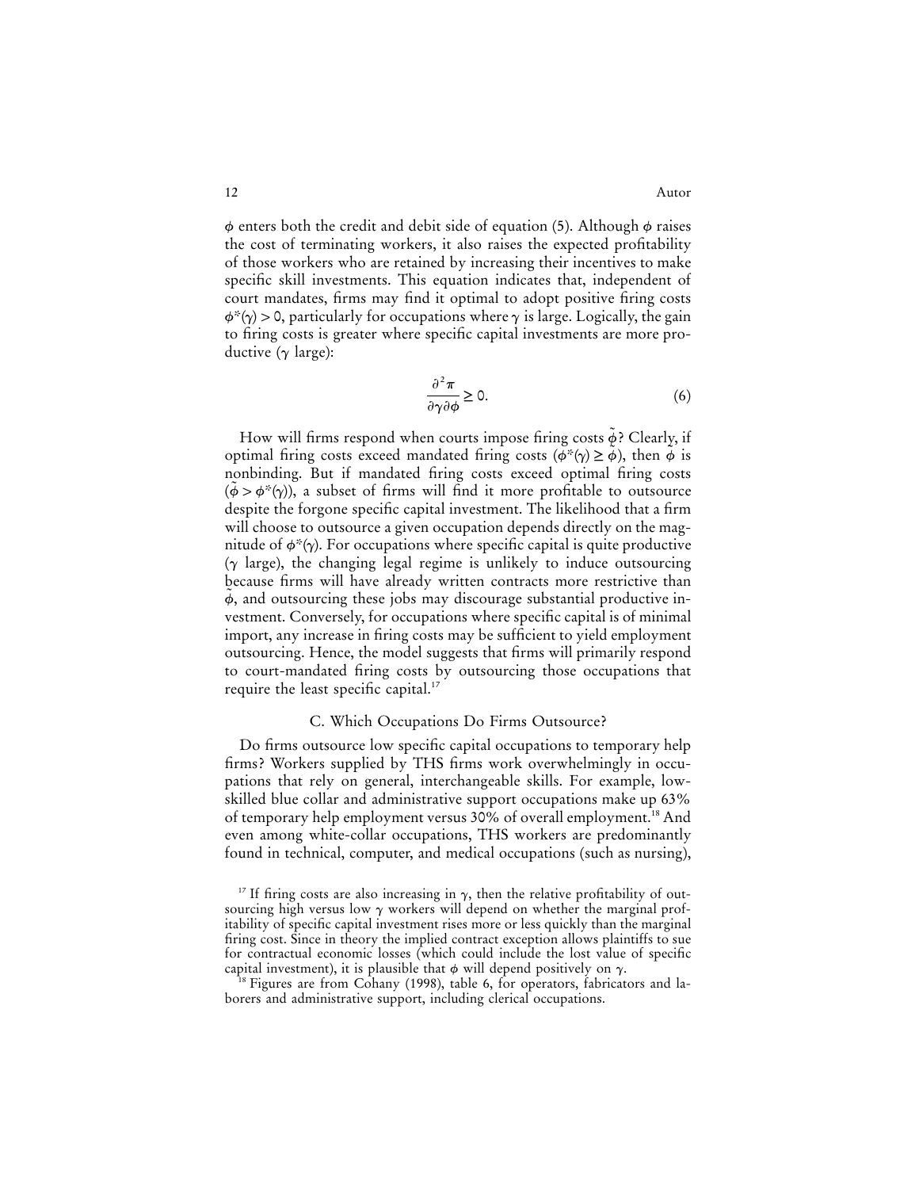$\phi$ enters both the credit and debit side of equation (5). Although $\phi$ raises the cost of terminating workers, it also raises the expected profitability of those workers who are retained by increasing their incentives to make specific skill investments. This equation indicates that, independent of court mandates, firms may find it optimal to adopt positive firing costs $\phi^*(\gamma) > 0$, particularly for occupations where $\gamma$ is large. Logically, the gain to firing costs is greater where specific capital investments are more productive ($\gamma$ large):

$$\frac{\partial^2 \pi}{\partial \gamma \partial \phi} \geq 0. \tag{6}$$

How will firms respond when courts impose firing costs $\tilde{\phi}$? Clearly, if optimal firing costs exceed mandated firing costs ($\phi^*(\gamma) \geq \tilde{\phi}$), then $\tilde{\phi}$ is nonbinding. But if mandated firing costs exceed optimal firing costs ($\tilde{\phi} > \phi^*(\gamma)$), a subset of firms will find it more profitable to outsource despite the forgone specific capital investment. The likelihood that a firm will choose to outsource a given occupation depends directly on the magnitude of $\phi^*(\gamma)$. For occupations where specific capital is quite productive ($\gamma$ large), the changing legal regime is unlikely to induce outsourcing because firms will have already written contracts more restrictive than $\tilde{\phi}$, and outsourcing these jobs may discourage substantial productive investment. Conversely, for occupations where specific capital is of minimal import, any increase in firing costs may be sufficient to yield employment outsourcing. Hence, the model suggests that firms will primarily respond to court-mandated firing costs by outsourcing those occupations that require the least specific capital.[17]

### C. Which Occupations Do Firms Outsource?

Do firms outsource low specific capital occupations to temporary help firms? Workers supplied by THS firms work overwhelmingly in occupations that rely on general, interchangeable skills. For example, low-skilled blue collar and administrative support occupations make up 63% of temporary help employment versus 30% of overall employment.[18] And even among white-collar occupations, THS workers are predominantly found in technical, computer, and medical occupations (such as nursing),

[17] If firing costs are also increasing in $\gamma$, then the relative profitability of outsourcing high versus low $\gamma$ workers will depend on whether the marginal profitability of specific capital investment rises more or less quickly than the marginal firing cost. Since in theory the implied contract exception allows plaintiffs to sue for contractual economic losses (which could include the lost value of specific capital investment), it is plausible that $\phi$ will depend positively on $\gamma$.

[18] Figures are from Cohany (1998), table 6, for operators, fabricators and laborers and administrative support, including clerical occupations.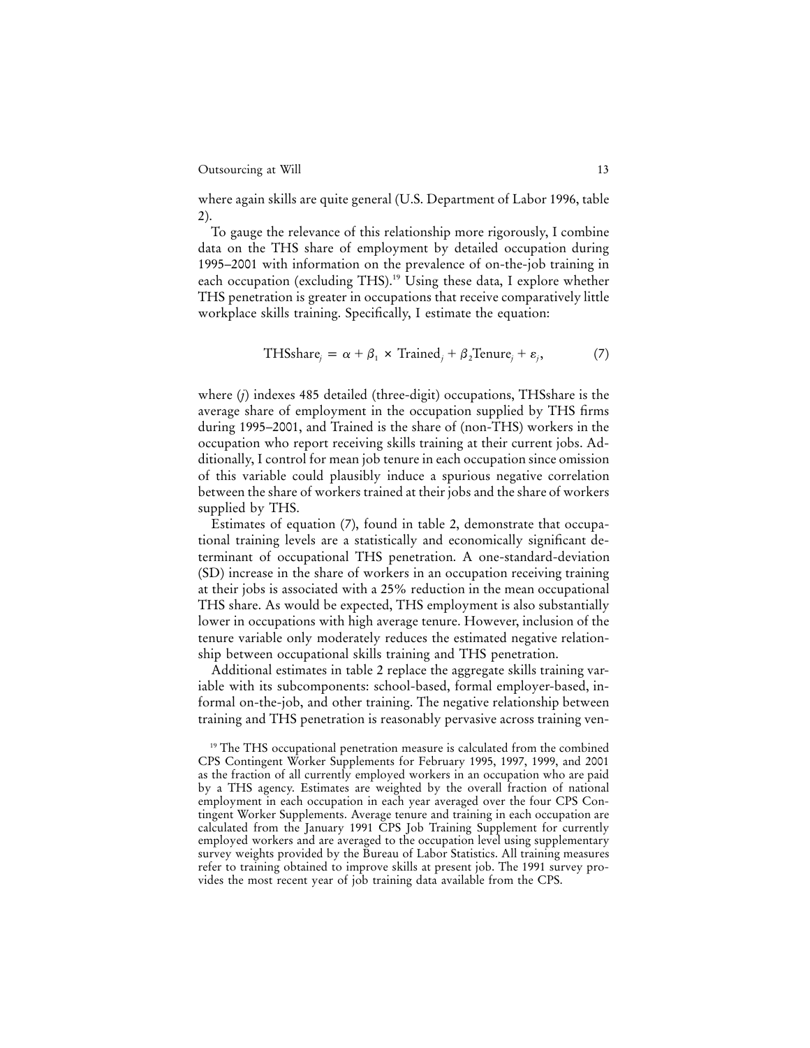where again skills are quite general (U.S. Department of Labor 1996, table 2).

To gauge the relevance of this relationship more rigorously, I combine data on the THS share of employment by detailed occupation during 1995–2001 with information on the prevalence of on-the-job training in each occupation (excluding THS).[19] Using these data, I explore whether THS penetration is greater in occupations that receive comparatively little workplace skills training. Specifically, I estimate the equation:

$$\text{THSshare}_j = \alpha + \beta_1 \times \text{Trained}_j + \beta_2 \text{Tenure}_j + \varepsilon_j, \tag{7}$$

where ($j$) indexes 485 detailed (three-digit) occupations, THSshare is the average share of employment in the occupation supplied by THS firms during 1995–2001, and Trained is the share of (non-THS) workers in the occupation who report receiving skills training at their current jobs. Additionally, I control for mean job tenure in each occupation since omission of this variable could plausibly induce a spurious negative correlation between the share of workers trained at their jobs and the share of workers supplied by THS.

Estimates of equation (7), found in table 2, demonstrate that occupational training levels are a statistically and economically significant determinant of occupational THS penetration. A one-standard-deviation (SD) increase in the share of workers in an occupation receiving training at their jobs is associated with a 25% reduction in the mean occupational THS share. As would be expected, THS employment is also substantially lower in occupations with high average tenure. However, inclusion of the tenure variable only moderately reduces the estimated negative relationship between occupational skills training and THS penetration.

Additional estimates in table 2 replace the aggregate skills training variable with its subcomponents: school-based, formal employer-based, informal on-the-job, and other training. The negative relationship between training and THS penetration is reasonably pervasive across training ven-

[19] The THS occupational penetration measure is calculated from the combined CPS Contingent Worker Supplements for February 1995, 1997, 1999, and 2001 as the fraction of all currently employed workers in an occupation who are paid by a THS agency. Estimates are weighted by the overall fraction of national employment in each occupation in each year averaged over the four CPS Contingent Worker Supplements. Average tenure and training in each occupation are calculated from the January 1991 CPS Job Training Supplement for currently employed workers and are averaged to the occupation level using supplementary survey weights provided by the Bureau of Labor Statistics. All training measures refer to training obtained to improve skills at present job. The 1991 survey provides the most recent year of job training data available from the CPS.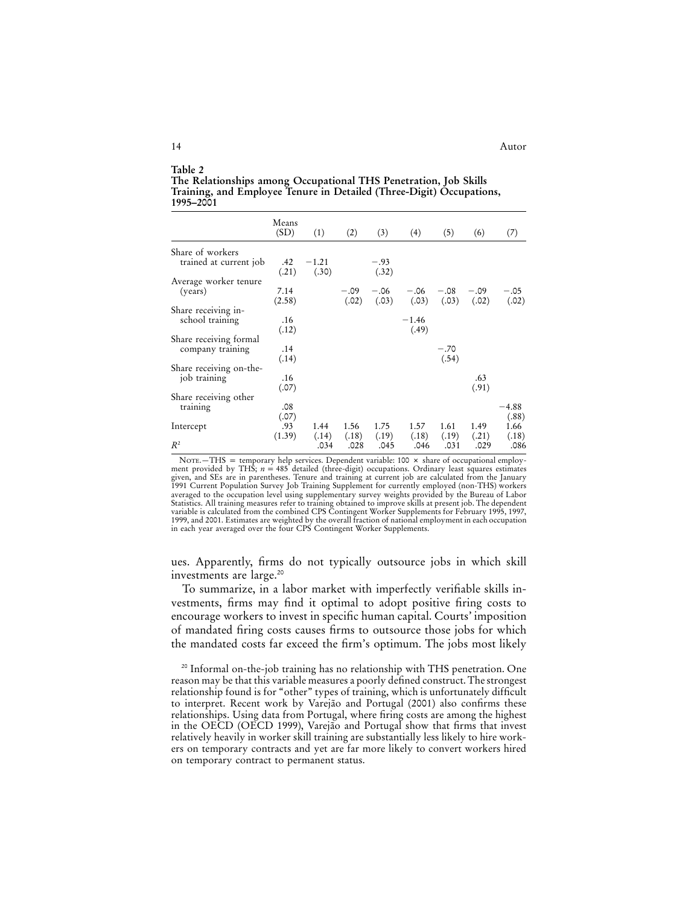**Table 2**
**The Relationships among Occupational THS Penetration, Job Skills Training, and Employee Tenure in Detailed (Three-Digit) Occupations, 1995–2001**

| | Means (SD) | (1) | (2) | (3) | (4) | (5) | (6) | (7) |
|---|---|---|---|---|---|---|---|---|
| Share of workers trained at current job | .42 | −1.21 | | −.93 | | | | |
| | (.21) | (.30) | | (.32) | | | | |
| Average worker tenure (years) | 7.14 | | −.09 | −.06 | −.06 | −.08 | −.09 | −.05 |
| | (2.58) | | (.02) | (.03) | (.03) | (.03) | (.02) | (.02) |
| Share receiving in-school training | .16 | | | | −1.46 | | | |
| | (.12) | | | | (.49) | | | |
| Share receiving formal company training | .14 | | | | | −.70 | | |
| | (.14) | | | | | (.54) | | |
| Share receiving on-the-job training | .16 | | | | | | .63 | |
| | (.07) | | | | | | (.91) | |
| Share receiving other training | .08 | | | | | | | −4.88 |
| | (.07) | | | | | | | (.88) |
| Intercept | .93 | 1.44 | 1.56 | 1.75 | 1.57 | 1.61 | 1.49 | 1.66 |
| | (1.39) | (.14) | (.18) | (.19) | (.18) | (.19) | (.21) | (.18) |
| $R^2$ | | .034 | .028 | .045 | .046 | .031 | .029 | .086 |

Note.—THS = temporary help services. Dependent variable: 100 × share of occupational employment provided by THS; $n = 485$ detailed (three-digit) occupations. Ordinary least squares estimates given, and SEs are in parentheses. Tenure and training at current job are calculated from the January 1991 Current Population Survey Job Training Supplement for currently employed (non-THS) workers averaged to the occupation level using supplementary survey weights provided by the Bureau of Labor Statistics. All training measures refer to training obtained to improve skills at present job. The dependent variable is calculated from the combined CPS Contingent Worker Supplements for February 1995, 1997, 1999, and 2001. Estimates are weighted by the overall fraction of national employment in each occupation in each year averaged over the four CPS Contingent Worker Supplements.

ues. Apparently, firms do not typically outsource jobs in which skill investments are large.[20]

To summarize, in a labor market with imperfectly verifiable skills investments, firms may find it optimal to adopt positive firing costs to encourage workers to invest in specific human capital. Courts' imposition of mandated firing costs causes firms to outsource those jobs for which the mandated costs far exceed the firm's optimum. The jobs most likely

[20] Informal on-the-job training has no relationship with THS penetration. One reason may be that this variable measures a poorly defined construct. The strongest relationship found is for "other" types of training, which is unfortunately difficult to interpret. Recent work by Varejão and Portugal (2001) also confirms these relationships. Using data from Portugal, where firing costs are among the highest in the OECD (OECD 1999), Varejão and Portugal show that firms that invest relatively heavily in worker skill training are substantially less likely to hire workers on temporary contracts and yet are far more likely to convert workers hired on temporary contract to permanent status.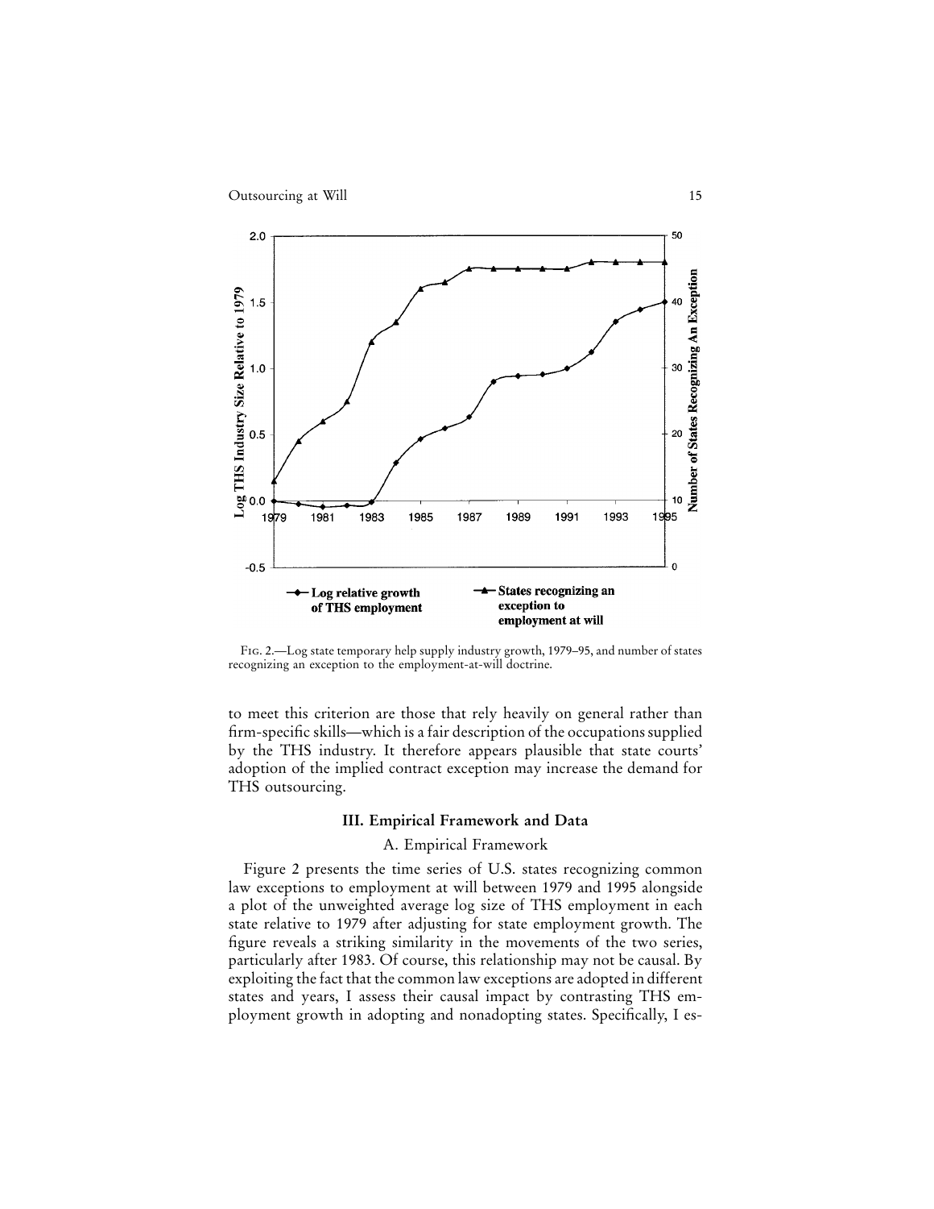FIG. 2.—Log state temporary help supply industry growth, 1979–95, and number of states recognizing an exception to the employment-at-will doctrine.

to meet this criterion are those that rely heavily on general rather than firm-specific skills—which is a fair description of the occupations supplied by the THS industry. It therefore appears plausible that state courts' adoption of the implied contract exception may increase the demand for THS outsourcing.

## III. Empirical Framework and Data

### A. Empirical Framework

Figure 2 presents the time series of U.S. states recognizing common law exceptions to employment at will between 1979 and 1995 alongside a plot of the unweighted average log size of THS employment in each state relative to 1979 after adjusting for state employment growth. The figure reveals a striking similarity in the movements of the two series, particularly after 1983. Of course, this relationship may not be causal. By exploiting the fact that the common law exceptions are adopted in different states and years, I assess their causal impact by contrasting THS employment growth in adopting and nonadopting states. Specifically, I es-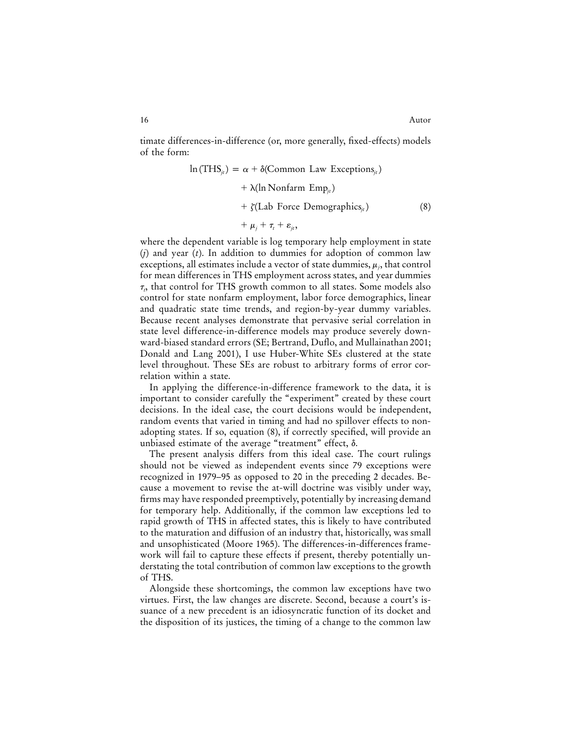timate differences-in-difference (or, more generally, fixed-effects) models of the form:

$$
\begin{aligned}
\ln(\text{THS}_{jt}) = \alpha &+ \delta(\text{Common Law Exceptions}_{jt}) \\
&+ \lambda(\ln \text{Nonfarm Emp}_{jt}) \\
&+ \zeta(\text{Lab Force Demographics}_{jt}) \\
&+ \mu_j + \tau_t + \varepsilon_{jt},
\end{aligned} \tag{8}
$$

where the dependent variable is log temporary help employment in state ($j$) and year ($t$). In addition to dummies for adoption of common law exceptions, all estimates include a vector of state dummies, $\mu_j$, that control for mean differences in THS employment across states, and year dummies $\tau_t$, that control for THS growth common to all states. Some models also control for state nonfarm employment, labor force demographics, linear and quadratic state time trends, and region-by-year dummy variables. Because recent analyses demonstrate that pervasive serial correlation in state level difference-in-difference models may produce severely downward-biased standard errors (SE; Bertrand, Duflo, and Mullainathan 2001; Donald and Lang 2001), I use Huber-White SEs clustered at the state level throughout. These SEs are robust to arbitrary forms of error correlation within a state.

In applying the difference-in-difference framework to the data, it is important to consider carefully the "experiment" created by these court decisions. In the ideal case, the court decisions would be independent, random events that varied in timing and had no spillover effects to nonadopting states. If so, equation (8), if correctly specified, will provide an unbiased estimate of the average "treatment" effect, $\delta$.

The present analysis differs from this ideal case. The court rulings should not be viewed as independent events since 79 exceptions were recognized in 1979–95 as opposed to 20 in the preceding 2 decades. Because a movement to revise the at-will doctrine was visibly under way, firms may have responded preemptively, potentially by increasing demand for temporary help. Additionally, if the common law exceptions led to rapid growth of THS in affected states, this is likely to have contributed to the maturation and diffusion of an industry that, historically, was small and unsophisticated (Moore 1965). The differences-in-differences framework will fail to capture these effects if present, thereby potentially understating the total contribution of common law exceptions to the growth of THS.

Alongside these shortcomings, the common law exceptions have two virtues. First, the law changes are discrete. Second, because a court's issuance of a new precedent is an idiosyncratic function of its docket and the disposition of its justices, the timing of a change to the common law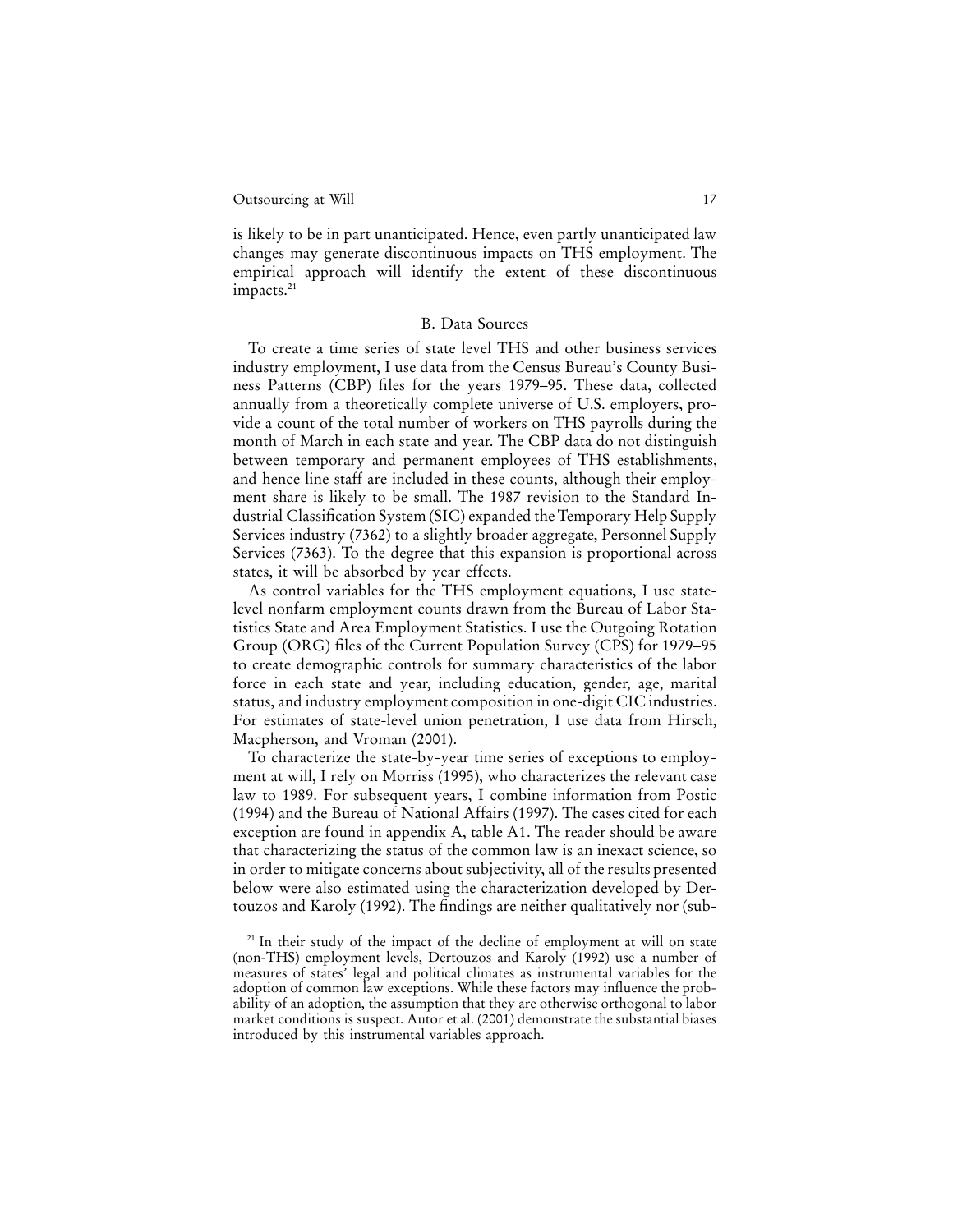is likely to be in part unanticipated. Hence, even partly unanticipated law changes may generate discontinuous impacts on THS employment. The empirical approach will identify the extent of these discontinuous impacts.[21]

### B. Data Sources

To create a time series of state level THS and other business services industry employment, I use data from the Census Bureau's County Business Patterns (CBP) files for the years 1979–95. These data, collected annually from a theoretically complete universe of U.S. employers, provide a count of the total number of workers on THS payrolls during the month of March in each state and year. The CBP data do not distinguish between temporary and permanent employees of THS establishments, and hence line staff are included in these counts, although their employment share is likely to be small. The 1987 revision to the Standard Industrial Classification System (SIC) expanded the Temporary Help Supply Services industry (7362) to a slightly broader aggregate, Personnel Supply Services (7363). To the degree that this expansion is proportional across states, it will be absorbed by year effects.

As control variables for the THS employment equations, I use state-level nonfarm employment counts drawn from the Bureau of Labor Statistics State and Area Employment Statistics. I use the Outgoing Rotation Group (ORG) files of the Current Population Survey (CPS) for 1979–95 to create demographic controls for summary characteristics of the labor force in each state and year, including education, gender, age, marital status, and industry employment composition in one-digit CIC industries. For estimates of state-level union penetration, I use data from Hirsch, Macpherson, and Vroman (2001).

To characterize the state-by-year time series of exceptions to employment at will, I rely on Morriss (1995), who characterizes the relevant case law to 1989. For subsequent years, I combine information from Postic (1994) and the Bureau of National Affairs (1997). The cases cited for each exception are found in appendix A, table A1. The reader should be aware that characterizing the status of the common law is an inexact science, so in order to mitigate concerns about subjectivity, all of the results presented below were also estimated using the characterization developed by Dertouzos and Karoly (1992). The findings are neither qualitatively nor (sub-

[21] In their study of the impact of the decline of employment at will on state (non-THS) employment levels, Dertouzos and Karoly (1992) use a number of measures of states' legal and political climates as instrumental variables for the adoption of common law exceptions. While these factors may influence the probability of an adoption, the assumption that they are otherwise orthogonal to labor market conditions is suspect. Autor et al. (2001) demonstrate the substantial biases introduced by this instrumental variables approach.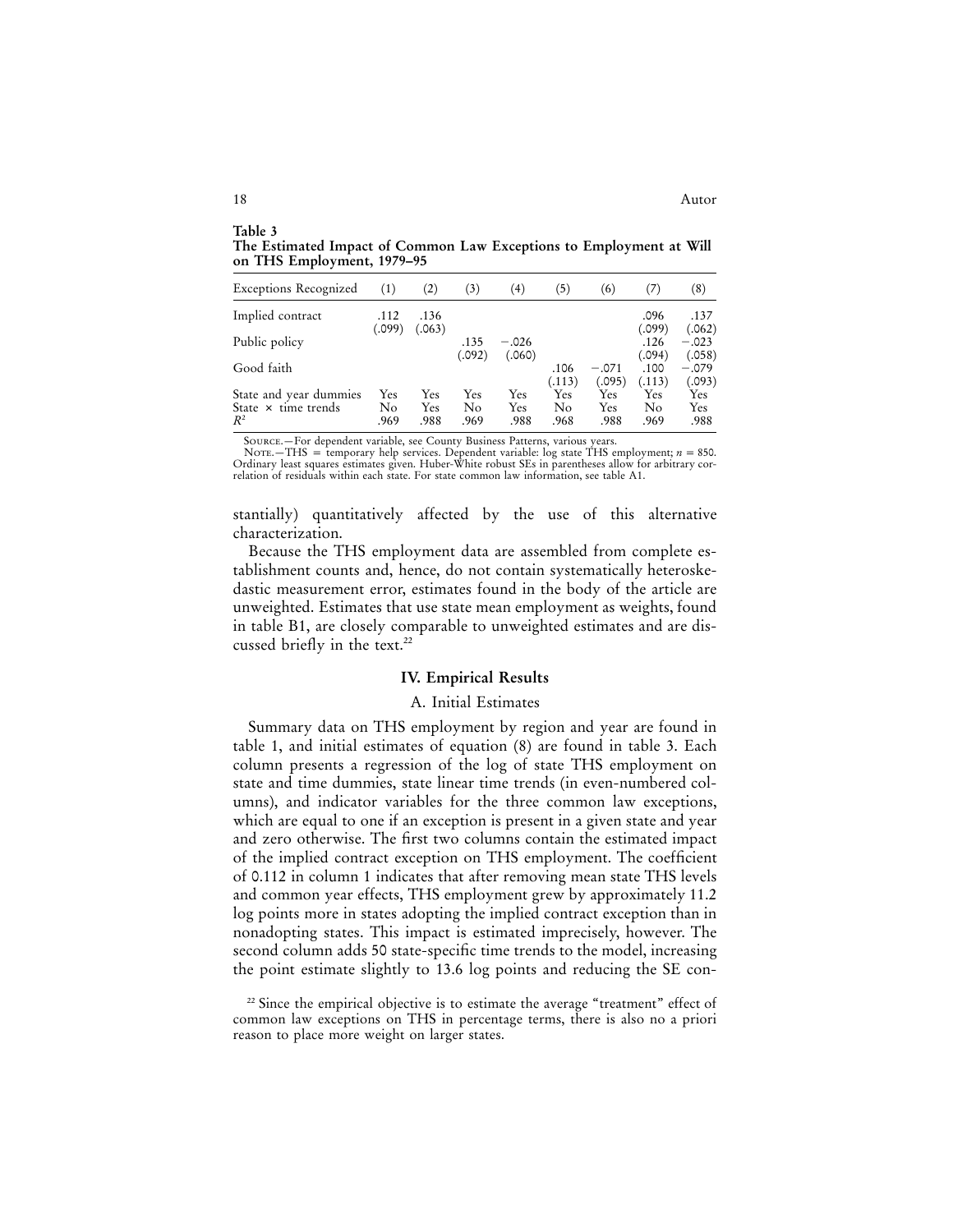**Table 3**
**The Estimated Impact of Common Law Exceptions to Employment at Will on THS Employment, 1979–95**

| Exceptions Recognized | (1) | (2) | (3) | (4) | (5) | (6) | (7) | (8) |
|---|---|---|---|---|---|---|---|---|
| Implied contract | .112 | .136 | | | | | .096 | .137 |
| | (.099) | (.063) | | | | | (.099) | (.062) |
| Public policy | | | .135 | −.026 | | | .126 | −.023 |
| | | | (.092) | (.060) | | | (.094) | (.058) |
| Good faith | | | | | .106 | −.071 | .100 | −.079 |
| | | | | | (.113) | (.095) | (.113) | (.093) |
| State and year dummies | Yes | Yes | Yes | Yes | Yes | Yes | Yes | Yes |
| State × time trends | No | Yes | No | Yes | No | Yes | No | Yes |
| $R^2$ | .969 | .988 | .969 | .988 | .968 | .988 | .969 | .988 |

Source.—For dependent variable, see County Business Patterns, various years.
Note.—THS = temporary help services. Dependent variable: log state THS employment; $n = 850$. Ordinary least squares estimates given. Huber-White robust SEs in parentheses allow for arbitrary correlation of residuals within each state. For state common law information, see table A1.

stantially) quantitatively affected by the use of this alternative characterization.

Because the THS employment data are assembled from complete establishment counts and, hence, do not contain systematically heteroskedastic measurement error, estimates found in the body of the article are unweighted. Estimates that use state mean employment as weights, found in table B1, are closely comparable to unweighted estimates and are discussed briefly in the text.[22]

## IV. Empirical Results

### A. Initial Estimates

Summary data on THS employment by region and year are found in table 1, and initial estimates of equation (8) are found in table 3. Each column presents a regression of the log of state THS employment on state and time dummies, state linear time trends (in even-numbered columns), and indicator variables for the three common law exceptions, which are equal to one if an exception is present in a given state and year and zero otherwise. The first two columns contain the estimated impact of the implied contract exception on THS employment. The coefficient of 0.112 in column 1 indicates that after removing mean state THS levels and common year effects, THS employment grew by approximately 11.2 log points more in states adopting the implied contract exception than in nonadopting states. This impact is estimated imprecisely, however. The second column adds 50 state-specific time trends to the model, increasing the point estimate slightly to 13.6 log points and reducing the SE con-

[22] Since the empirical objective is to estimate the average "treatment" effect of common law exceptions on THS in percentage terms, there is also no a priori reason to place more weight on larger states.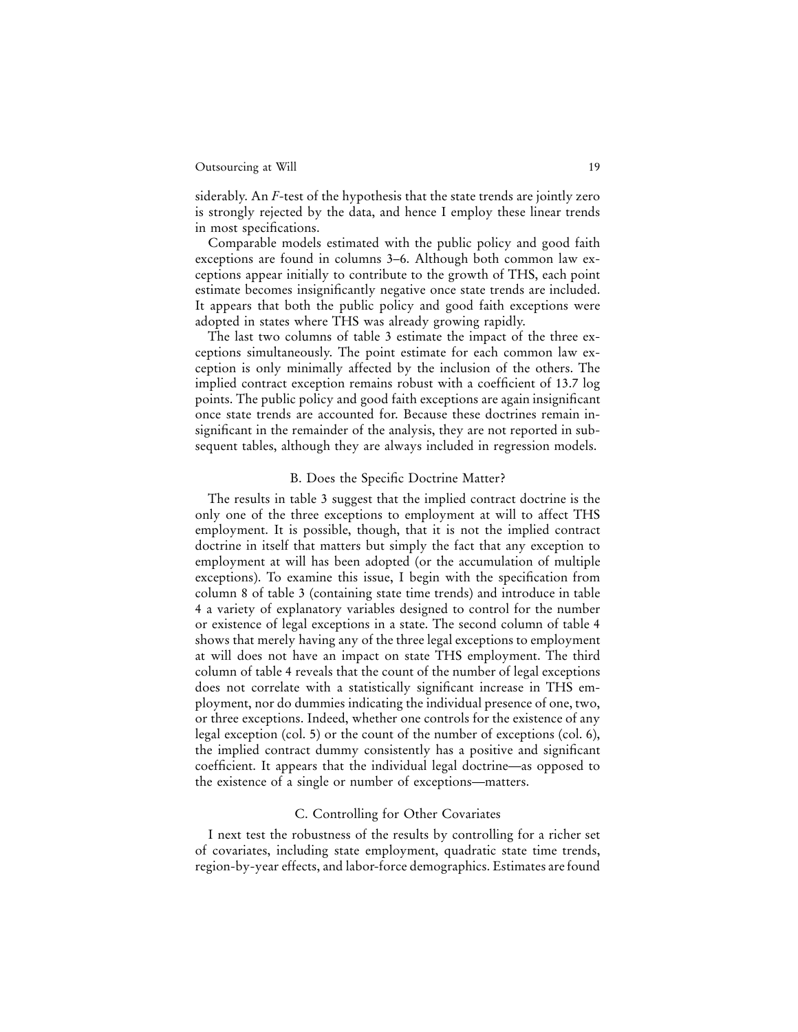siderably. An $F$-test of the hypothesis that the state trends are jointly zero is strongly rejected by the data, and hence I employ these linear trends in most specifications.

Comparable models estimated with the public policy and good faith exceptions are found in columns 3–6. Although both common law exceptions appear initially to contribute to the growth of THS, each point estimate becomes insignificantly negative once state trends are included. It appears that both the public policy and good faith exceptions were adopted in states where THS was already growing rapidly.

The last two columns of table 3 estimate the impact of the three exceptions simultaneously. The point estimate for each common law exception is only minimally affected by the inclusion of the others. The implied contract exception remains robust with a coefficient of 13.7 log points. The public policy and good faith exceptions are again insignificant once state trends are accounted for. Because these doctrines remain insignificant in the remainder of the analysis, they are not reported in subsequent tables, although they are always included in regression models.

## B. Does the Specific Doctrine Matter?

The results in table 3 suggest that the implied contract doctrine is the only one of the three exceptions to employment at will to affect THS employment. It is possible, though, that it is not the implied contract doctrine in itself that matters but simply the fact that any exception to employment at will has been adopted (or the accumulation of multiple exceptions). To examine this issue, I begin with the specification from column 8 of table 3 (containing state time trends) and introduce in table 4 a variety of explanatory variables designed to control for the number or existence of legal exceptions in a state. The second column of table 4 shows that merely having any of the three legal exceptions to employment at will does not have an impact on state THS employment. The third column of table 4 reveals that the count of the number of legal exceptions does not correlate with a statistically significant increase in THS employment, nor do dummies indicating the individual presence of one, two, or three exceptions. Indeed, whether one controls for the existence of any legal exception (col. 5) or the count of the number of exceptions (col. 6), the implied contract dummy consistently has a positive and significant coefficient. It appears that the individual legal doctrine—as opposed to the existence of a single or number of exceptions—matters.

## C. Controlling for Other Covariates

I next test the robustness of the results by controlling for a richer set of covariates, including state employment, quadratic state time trends, region-by-year effects, and labor-force demographics. Estimates are found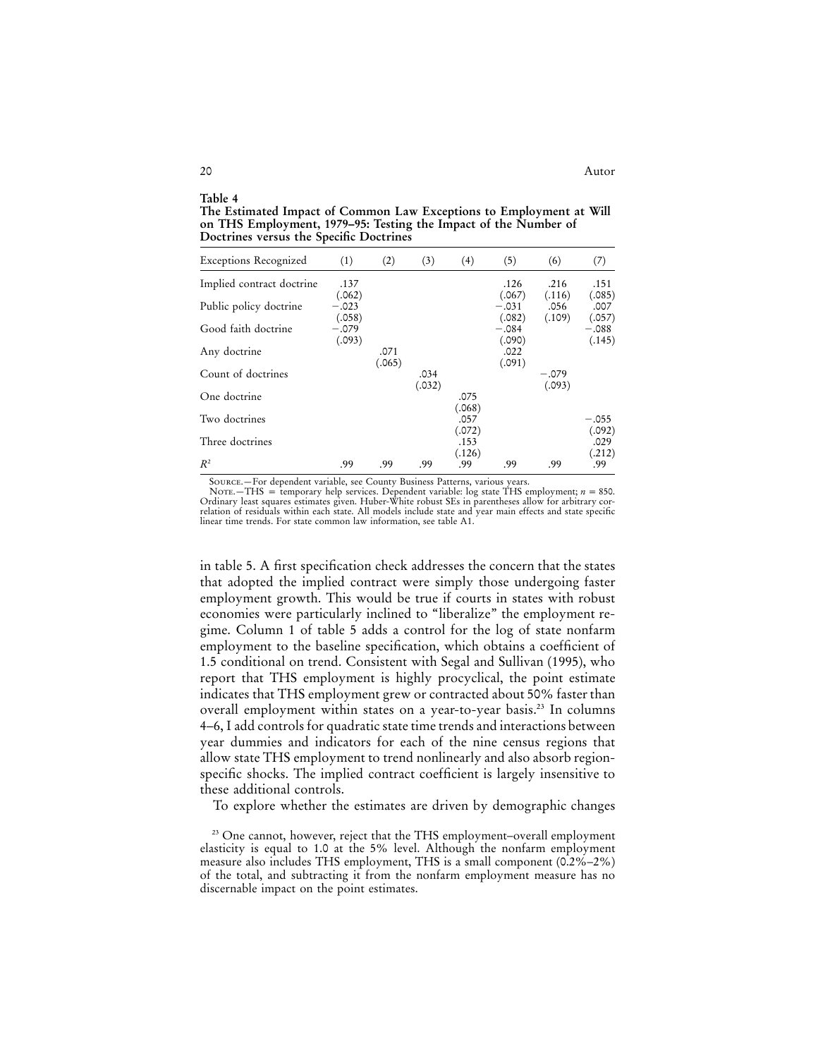**Table 4**
**The Estimated Impact of Common Law Exceptions to Employment at Will on THS Employment, 1979–95: Testing the Impact of the Number of Doctrines versus the Specific Doctrines**

| Exceptions Recognized | (1) | (2) | (3) | (4) | (5) | (6) | (7) |
|---|---|---|---|---|---|---|---|
| Implied contract doctrine | .137 | | | | .126 | .216 | .151 |
| | (.062) | | | | (.067) | (.116) | (.085) |
| Public policy doctrine | −.023 | | | | −.031 | .056 | .007 |
| | (.058) | | | | (.082) | (.109) | (.057) |
| Good faith doctrine | −.079 | | | | −.084 | | −.088 |
| | (.093) | | | | (.090) | | (.145) |
| Any doctrine | | .071 | | | .022 | | |
| | | (.065) | | | (.091) | | |
| Count of doctrines | | | .034 | | | −.079 | |
| | | | (.032) | | | (.093) | |
| One doctrine | | | | .075 | | | |
| | | | | (.068) | | | |
| Two doctrines | | | | .057 | | | −.055 |
| | | | | (.072) | | | (.092) |
| Three doctrines | | | | .153 | | | .029 |
| | | | | (.126) | | | (.212) |
| $R^2$ | .99 | .99 | .99 | .99 | .99 | .99 | .99 |

Source.—For dependent variable, see County Business Patterns, various years.

Note.—THS = temporary help services. Dependent variable: log state THS employment; $n = 850$. Ordinary least squares estimates given. Huber-White robust SEs in parentheses allow for arbitrary correlation of residuals within each state. All models include state and year main effects and state specific linear time trends. For state common law information, see table A1.

in table 5. A first specification check addresses the concern that the states that adopted the implied contract were simply those undergoing faster employment growth. This would be true if courts in states with robust economies were particularly inclined to "liberalize" the employment regime. Column 1 of table 5 adds a control for the log of state nonfarm employment to the baseline specification, which obtains a coefficient of 1.5 conditional on trend. Consistent with Segal and Sullivan (1995), who report that THS employment is highly procyclical, the point estimate indicates that THS employment grew or contracted about 50% faster than overall employment within states on a year-to-year basis.[23] In columns 4–6, I add controls for quadratic state time trends and interactions between year dummies and indicators for each of the nine census regions that allow state THS employment to trend nonlinearly and also absorb region-specific shocks. The implied contract coefficient is largely insensitive to these additional controls.

To explore whether the estimates are driven by demographic changes

[23] One cannot, however, reject that the THS employment–overall employment elasticity is equal to 1.0 at the 5% level. Although the nonfarm employment measure also includes THS employment, THS is a small component (0.2%–2%) of the total, and subtracting it from the nonfarm employment measure has no discernable impact on the point estimates.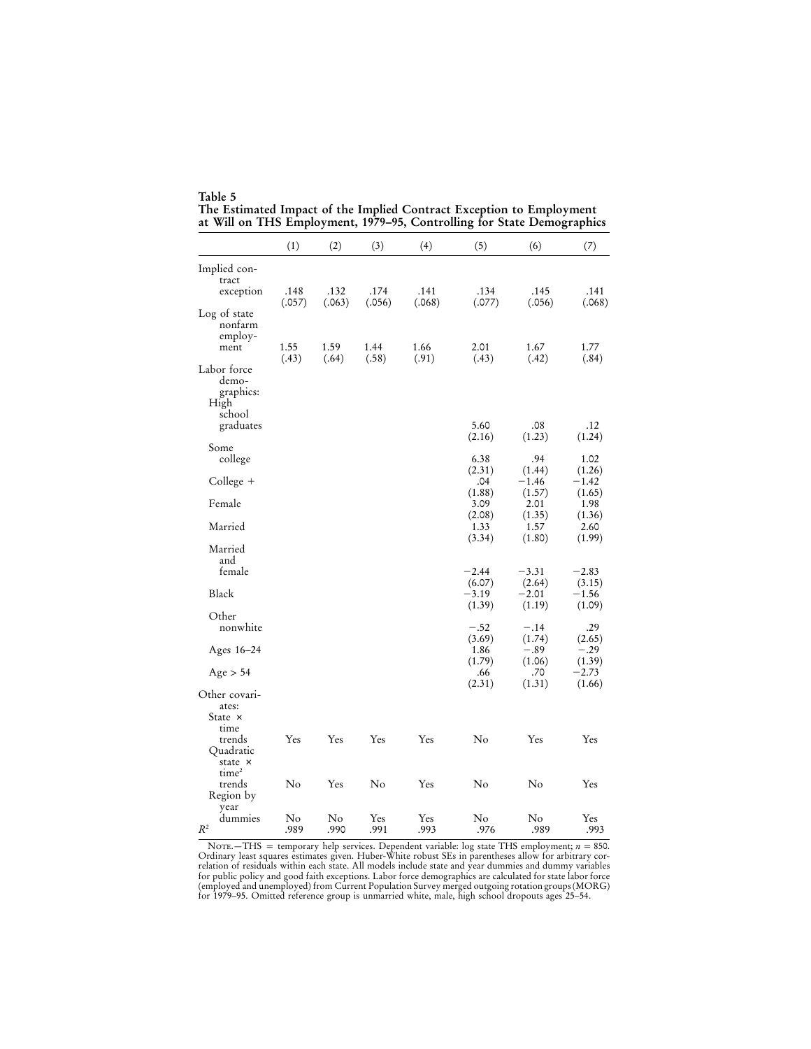**Table 5**
**The Estimated Impact of the Implied Contract Exception to Employment at Will on THS Employment, 1979–95, Controlling for State Demographics**

| | (1) | (2) | (3) | (4) | (5) | (6) | (7) |
|---|---|---|---|---|---|---|---|
| Implied contract exception | .148 | .132 | .174 | .141 | .134 | .145 | .141 |
| | (.057) | (.063) | (.056) | (.068) | (.077) | (.056) | (.068) |
| Log of state nonfarm employment | 1.55 | 1.59 | 1.44 | 1.66 | 2.01 | 1.67 | 1.77 |
| | (.43) | (.64) | (.58) | (.91) | (.43) | (.42) | (.84) |
| Labor force demographics: | | | | | | | |
| High school graduates | | | | | 5.60 | .08 | .12 |
| | | | | | (2.16) | (1.23) | (1.24) |
| Some college | | | | | 6.38 | .94 | 1.02 |
| | | | | | (2.31) | (1.44) | (1.26) |
| College + | | | | | .04 | −1.46 | −1.42 |
| | | | | | (1.88) | (1.57) | (1.65) |
| Female | | | | | 3.09 | 2.01 | 1.98 |
| | | | | | (2.08) | (1.35) | (1.36) |
| Married | | | | | 1.33 | 1.57 | 2.60 |
| | | | | | (3.34) | (1.80) | (1.99) |
| Married and female | | | | | −2.44 | −3.31 | −2.83 |
| | | | | | (6.07) | (2.64) | (3.15) |
| Black | | | | | −3.19 | −2.01 | −1.56 |
| | | | | | (1.39) | (1.19) | (1.09) |
| Other nonwhite | | | | | −.52 | −.14 | .29 |
| | | | | | (3.69) | (1.74) | (2.65) |
| Ages 16–24 | | | | | 1.86 | −.89 | −.29 |
| | | | | | (1.79) | (1.06) | (1.39) |
| Age > 54 | | | | | .66 | .70 | −2.73 |
| | | | | | (2.31) | (1.31) | (1.66) |
| Other covariates: | | | | | | | |
| State × time trends | Yes | Yes | Yes | Yes | No | Yes | Yes |
| Quadratic state × time² trends | No | Yes | No | Yes | No | No | Yes |
| Region by year dummies | No | No | Yes | Yes | No | No | Yes |
| $R^2$ | .989 | .990 | .991 | .993 | .976 | .989 | .993 |

Note.—THS = temporary help services. Dependent variable: log state THS employment; $n = 850$. Ordinary least squares estimates given. Huber-White robust SEs in parentheses allow for arbitrary correlation of residuals within each state. All models include state and year dummies and dummy variables for public policy and good faith exceptions. Labor force demographics are calculated for state labor force (employed and unemployed) from Current Population Survey merged outgoing rotation groups (MORG) for 1979–95. Omitted reference group is unmarried white, male, high school dropouts ages 25–54.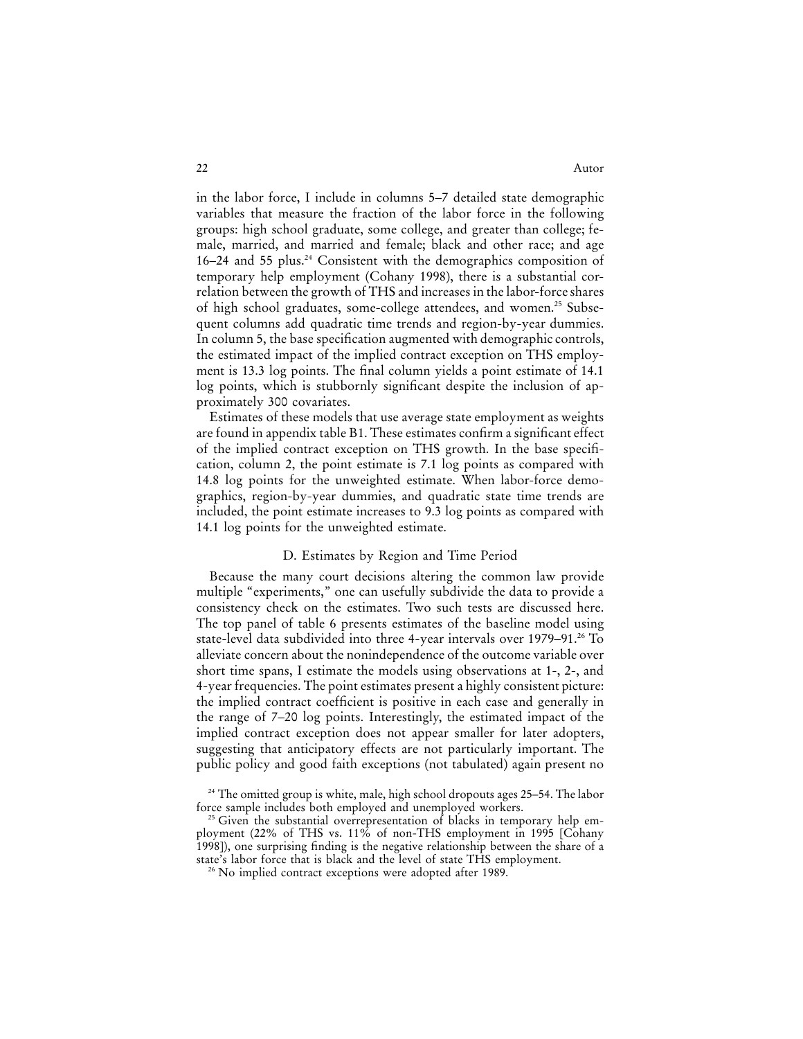in the labor force, I include in columns 5–7 detailed state demographic variables that measure the fraction of the labor force in the following groups: high school graduate, some college, and greater than college; female, married, and married and female; black and other race; and age 16–24 and 55 plus.[24] Consistent with the demographics composition of temporary help employment (Cohany 1998), there is a substantial correlation between the growth of THS and increases in the labor-force shares of high school graduates, some-college attendees, and women.[25] Subsequent columns add quadratic time trends and region-by-year dummies. In column 5, the base specification augmented with demographic controls, the estimated impact of the implied contract exception on THS employment is 13.3 log points. The final column yields a point estimate of 14.1 log points, which is stubbornly significant despite the inclusion of approximately 300 covariates.

Estimates of these models that use average state employment as weights are found in appendix table B1. These estimates confirm a significant effect of the implied contract exception on THS growth. In the base specification, column 2, the point estimate is 7.1 log points as compared with 14.8 log points for the unweighted estimate. When labor-force demographics, region-by-year dummies, and quadratic state time trends are included, the point estimate increases to 9.3 log points as compared with 14.1 log points for the unweighted estimate.

### D. Estimates by Region and Time Period

Because the many court decisions altering the common law provide multiple "experiments," one can usefully subdivide the data to provide a consistency check on the estimates. Two such tests are discussed here. The top panel of table 6 presents estimates of the baseline model using state-level data subdivided into three 4-year intervals over 1979–91.[26] To alleviate concern about the nonindependence of the outcome variable over short time spans, I estimate the models using observations at 1-, 2-, and 4-year frequencies. The point estimates present a highly consistent picture: the implied contract coefficient is positive in each case and generally in the range of 7–20 log points. Interestingly, the estimated impact of the implied contract exception does not appear smaller for later adopters, suggesting that anticipatory effects are not particularly important. The public policy and good faith exceptions (not tabulated) again present no

[24] The omitted group is white, male, high school dropouts ages 25–54. The labor force sample includes both employed and unemployed workers.

[25] Given the substantial overrepresentation of blacks in temporary help employment (22% of THS vs. 11% of non-THS employment in 1995 [Cohany 1998]), one surprising finding is the negative relationship between the share of a state's labor force that is black and the level of state THS employment.

[26] No implied contract exceptions were adopted after 1989.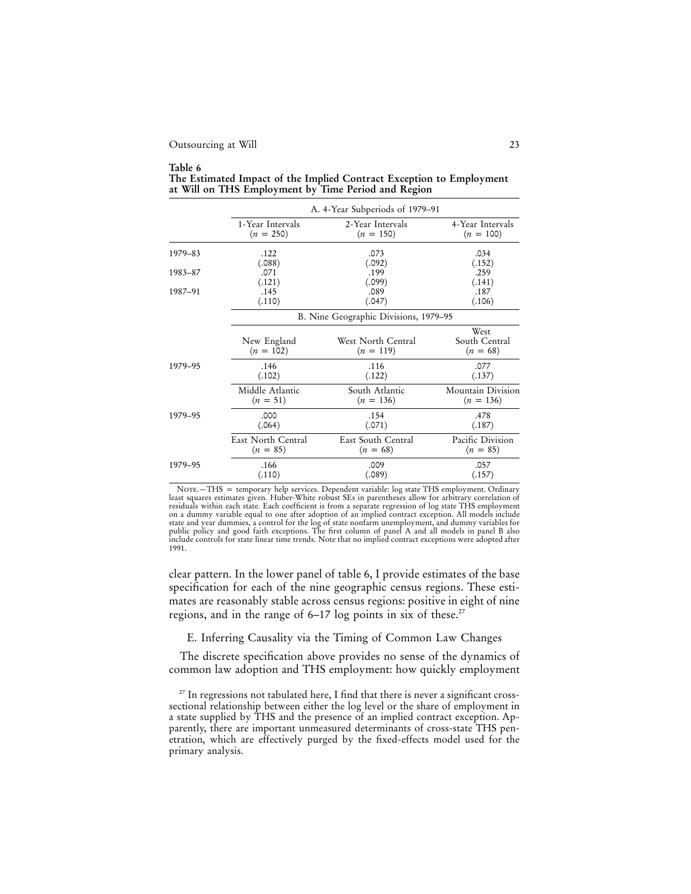**Table 6**
**The Estimated Impact of the Implied Contract Exception to Employment at Will on THS Employment by Time Period and Region**

| | A. 4-Year Subperiods of 1979–91 | | |
|---|---|---|---|
| | 1-Year Intervals ($n = 250$) | 2-Year Intervals ($n = 150$) | 4-Year Intervals ($n = 100$) |
| 1979–83 | .122 | .073 | .034 |
| | (.088) | (.092) | (.152) |
| 1983–87 | .071 | .199 | .259 |
| | (.121) | (.099) | (.141) |
| 1987–91 | .145 | .089 | .187 |
| | (.110) | (.047) | (.106) |
| | **B. Nine Geographic Divisions, 1979–95** | | |
| | New England ($n = 102$) | West North Central ($n = 119$) | West South Central ($n = 68$) |
| 1979–95 | .146 | .116 | .077 |
| | (.102) | (.122) | (.137) |
| | Middle Atlantic ($n = 51$) | South Atlantic ($n = 136$) | Mountain Division ($n = 136$) |
| 1979–95 | .000 | .154 | .478 |
| | (.064) | (.071) | (.187) |
| | East North Central ($n = 85$) | East South Central ($n = 68$) | Pacific Division ($n = 85$) |
| 1979–95 | .166 | .009 | .057 |
| | (.110) | (.089) | (.157) |

NOTE.—THS = temporary help services. Dependent variable: log state THS employment. Ordinary least squares estimates given. Huber-White robust SEs in parentheses allow for arbitrary correlation of residuals within each state. Each coefficient is from a separate regression of log state THS employment on a dummy variable equal to one after adoption of an implied contract exception. All models include state and year dummies, a control for the log of state nonfarm unemployment, and dummy variables for public policy and good faith exceptions. The first column of panel A and all models in panel B also include controls for state linear time trends. Note that no implied contract exceptions were adopted after 1991.

clear pattern. In the lower panel of table 6, I provide estimates of the base specification for each of the nine geographic census regions. These estimates are reasonably stable across census regions: positive in eight of nine regions, and in the range of 6–17 log points in six of these.[27]

### E. Inferring Causality via the Timing of Common Law Changes

The discrete specification above provides no sense of the dynamics of common law adoption and THS employment: how quickly employment

[27] In regressions not tabulated here, I find that there is never a significant cross-sectional relationship between either the log level or the share of employment in a state supplied by THS and the presence of an implied contract exception. Apparently, there are important unmeasured determinants of cross-state THS penetration, which are effectively purged by the fixed-effects model used for the primary analysis.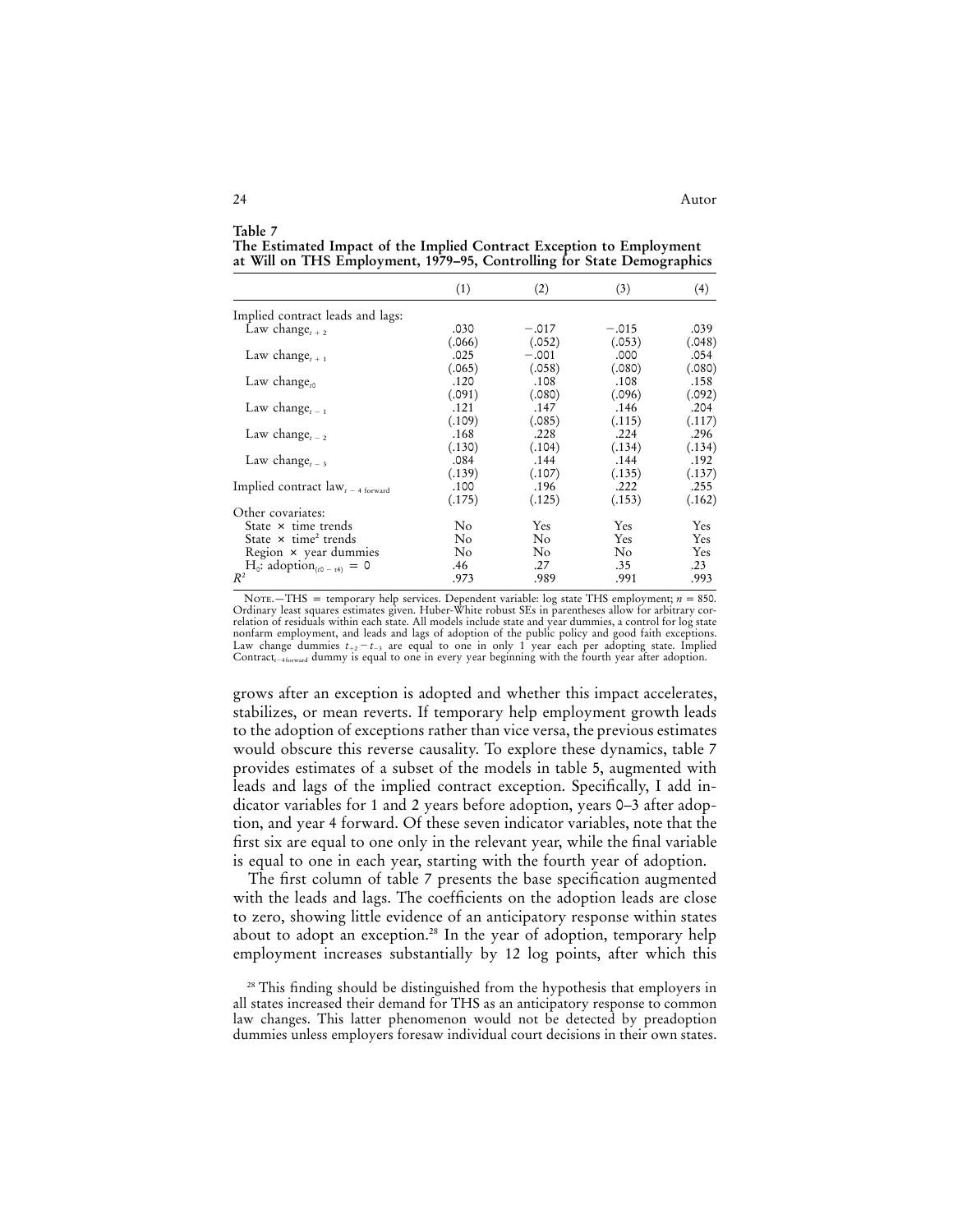**Table 7**
**The Estimated Impact of the Implied Contract Exception to Employment at Will on THS Employment, 1979–95, Controlling for State Demographics**

| | (1) | (2) | (3) | (4) |
|---|---|---|---|---|
| Implied contract leads and lags: | | | | |
| Law change$_{t+2}$ | .030 | −.017 | −.015 | .039 |
| | (.066) | (.052) | (.053) | (.048) |
| Law change$_{t+1}$ | .025 | −.001 | .000 | .054 |
| | (.065) | (.058) | (.080) | (.080) |
| Law change$_{t0}$ | .120 | .108 | .108 | .158 |
| | (.091) | (.080) | (.096) | (.092) |
| Law change$_{t-1}$ | .121 | .147 | .146 | .204 |
| | (.109) | (.085) | (.115) | (.117) |
| Law change$_{t-2}$ | .168 | .228 | .224 | .296 |
| | (.130) | (.104) | (.134) | (.134) |
| Law change$_{t-3}$ | .084 | .144 | .144 | .192 |
| | (.139) | (.107) | (.135) | (.137) |
| Implied contract law$_{t-4\text{ forward}}$ | .100 | .196 | .222 | .255 |
| | (.175) | (.125) | (.153) | (.162) |
| Other covariates: | | | | |
| State × time trends | No | Yes | Yes | Yes |
| State × time$^2$ trends | No | No | Yes | Yes |
| Region × year dummies | No | No | No | Yes |
| $H_0$: adoption$_{(t0-t4)}$ = 0 | .46 | .27 | .35 | .23 |
| $R^2$ | .973 | .989 | .991 | .993 |

Note.—THS = temporary help services. Dependent variable: log state THS employment; $n$ = 850. Ordinary least squares estimates given. Huber-White robust SEs in parentheses allow for arbitrary correlation of residuals within each state. All models include state and year dummies, a control for log state nonfarm employment, and leads and lags of adoption of the public policy and good faith exceptions. Law change dummies $t_{+2} - t_{-3}$ are equal to one in only 1 year each per adopting state. Implied Contract$_{t-4\text{forward}}$ dummy is equal to one in every year beginning with the fourth year after adoption.

grows after an exception is adopted and whether this impact accelerates, stabilizes, or mean reverts. If temporary help employment growth leads to the adoption of exceptions rather than vice versa, the previous estimates would obscure this reverse causality. To explore these dynamics, table 7 provides estimates of a subset of the models in table 5, augmented with leads and lags of the implied contract exception. Specifically, I add indicator variables for 1 and 2 years before adoption, years 0–3 after adoption, and year 4 forward. Of these seven indicator variables, note that the first six are equal to one only in the relevant year, while the final variable is equal to one in each year, starting with the fourth year of adoption.

The first column of table 7 presents the base specification augmented with the leads and lags. The coefficients on the adoption leads are close to zero, showing little evidence of an anticipatory response within states about to adopt an exception.[28] In the year of adoption, temporary help employment increases substantially by 12 log points, after which this

[28] This finding should be distinguished from the hypothesis that employers in all states increased their demand for THS as an anticipatory response to common law changes. This latter phenomenon would not be detected by preadoption dummies unless employers foresaw individual court decisions in their own states.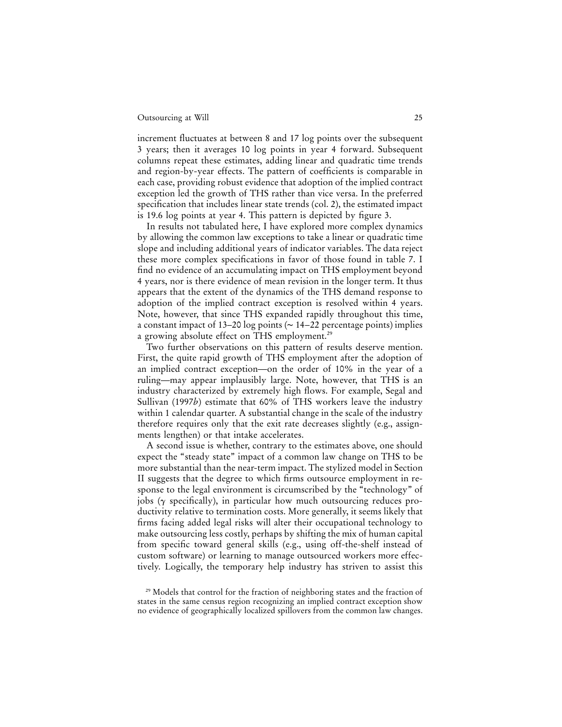increment fluctuates at between 8 and 17 log points over the subsequent 3 years; then it averages 10 log points in year 4 forward. Subsequent columns repeat these estimates, adding linear and quadratic time trends and region-by-year effects. The pattern of coefficients is comparable in each case, providing robust evidence that adoption of the implied contract exception led the growth of THS rather than vice versa. In the preferred specification that includes linear state trends (col. 2), the estimated impact is 19.6 log points at year 4. This pattern is depicted by figure 3.

In results not tabulated here, I have explored more complex dynamics by allowing the common law exceptions to take a linear or quadratic time slope and including additional years of indicator variables. The data reject these more complex specifications in favor of those found in table 7. I find no evidence of an accumulating impact on THS employment beyond 4 years, nor is there evidence of mean revision in the longer term. It thus appears that the extent of the dynamics of the THS demand response to adoption of the implied contract exception is resolved within 4 years. Note, however, that since THS expanded rapidly throughout this time, a constant impact of 13–20 log points (∼ 14–22 percentage points) implies a growing absolute effect on THS employment.[29]

Two further observations on this pattern of results deserve mention. First, the quite rapid growth of THS employment after the adoption of an implied contract exception—on the order of 10% in the year of a ruling—may appear implausibly large. Note, however, that THS is an industry characterized by extremely high flows. For example, Segal and Sullivan (1997*b*) estimate that 60% of THS workers leave the industry within 1 calendar quarter. A substantial change in the scale of the industry therefore requires only that the exit rate decreases slightly (e.g., assignments lengthen) or that intake accelerates.

A second issue is whether, contrary to the estimates above, one should expect the "steady state" impact of a common law change on THS to be more substantial than the near-term impact. The stylized model in Section II suggests that the degree to which firms outsource employment in response to the legal environment is circumscribed by the "technology" of jobs ($\gamma$ specifically), in particular how much outsourcing reduces productivity relative to termination costs. More generally, it seems likely that firms facing added legal risks will alter their occupational technology to make outsourcing less costly, perhaps by shifting the mix of human capital from specific toward general skills (e.g., using off-the-shelf instead of custom software) or learning to manage outsourced workers more effectively. Logically, the temporary help industry has striven to assist this

[29] Models that control for the fraction of neighboring states and the fraction of states in the same census region recognizing an implied contract exception show no evidence of geographically localized spillovers from the common law changes.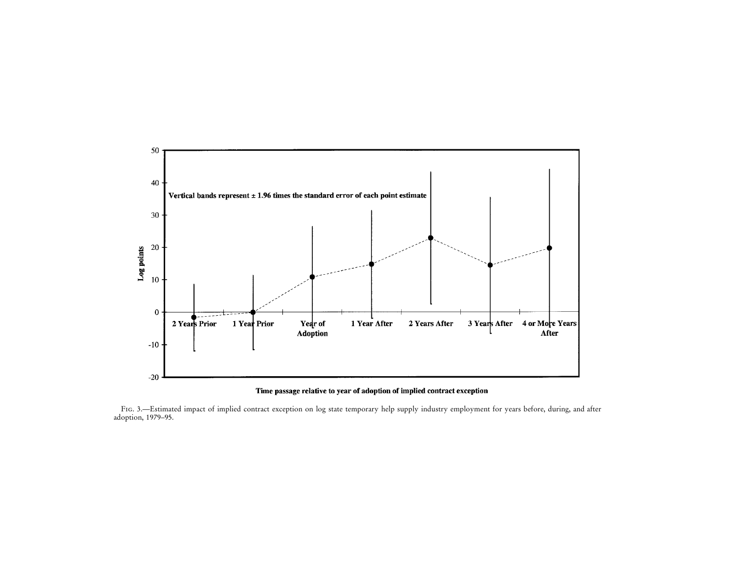Fig. 3.—Estimated impact of implied contract exception on log state temporary help supply industry employment for years before, during, and after adoption, 1979–95.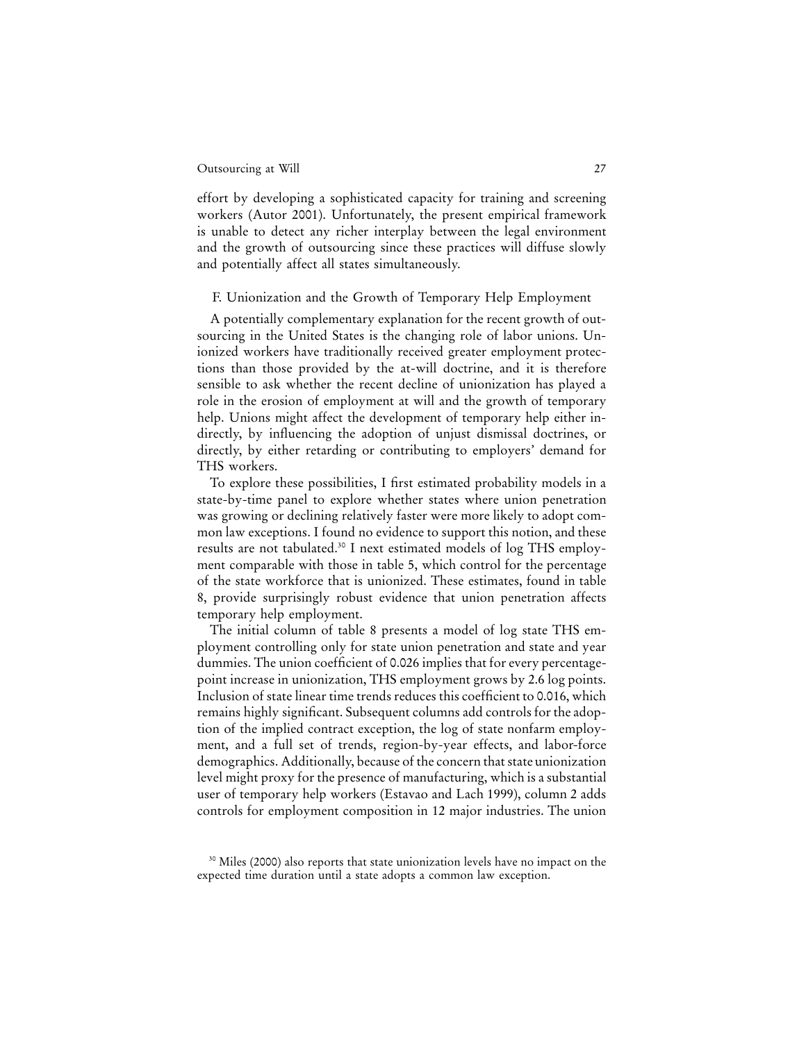effort by developing a sophisticated capacity for training and screening workers (Autor 2001). Unfortunately, the present empirical framework is unable to detect any richer interplay between the legal environment and the growth of outsourcing since these practices will diffuse slowly and potentially affect all states simultaneously.

### F. Unionization and the Growth of Temporary Help Employment

A potentially complementary explanation for the recent growth of outsourcing in the United States is the changing role of labor unions. Unionized workers have traditionally received greater employment protections than those provided by the at-will doctrine, and it is therefore sensible to ask whether the recent decline of unionization has played a role in the erosion of employment at will and the growth of temporary help. Unions might affect the development of temporary help either indirectly, by influencing the adoption of unjust dismissal doctrines, or directly, by either retarding or contributing to employers' demand for THS workers.

To explore these possibilities, I first estimated probability models in a state-by-time panel to explore whether states where union penetration was growing or declining relatively faster were more likely to adopt common law exceptions. I found no evidence to support this notion, and these results are not tabulated.[30] I next estimated models of log THS employment comparable with those in table 5, which control for the percentage of the state workforce that is unionized. These estimates, found in table 8, provide surprisingly robust evidence that union penetration affects temporary help employment.

The initial column of table 8 presents a model of log state THS employment controlling only for state union penetration and state and year dummies. The union coefficient of 0.026 implies that for every percentage-point increase in unionization, THS employment grows by 2.6 log points. Inclusion of state linear time trends reduces this coefficient to 0.016, which remains highly significant. Subsequent columns add controls for the adoption of the implied contract exception, the log of state nonfarm employment, and a full set of trends, region-by-year effects, and labor-force demographics. Additionally, because of the concern that state unionization level might proxy for the presence of manufacturing, which is a substantial user of temporary help workers (Estavao and Lach 1999), column 2 adds controls for employment composition in 12 major industries. The union

[30] Miles (2000) also reports that state unionization levels have no impact on the expected time duration until a state adopts a common law exception.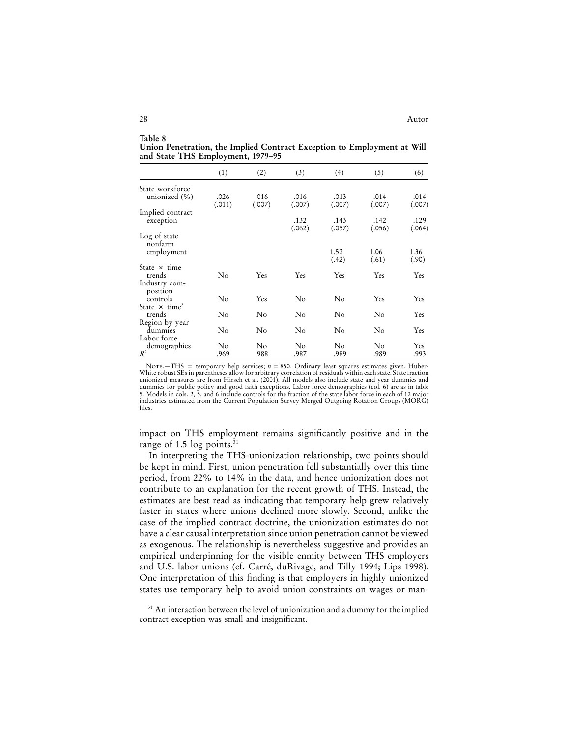**Table 8**
**Union Penetration, the Implied Contract Exception to Employment at Will and State THS Employment, 1979–95**

| | (1) | (2) | (3) | (4) | (5) | (6) |
|---|---|---|---|---|---|---|
| State workforce unionized (%) | .026 | .016 | .016 | .013 | .014 | .014 |
| | (.011) | (.007) | (.007) | (.007) | (.007) | (.007) |
| Implied contract exception | | | .132 | .143 | .142 | .129 |
| | | | (.062) | (.057) | (.056) | (.064) |
| Log of state nonfarm employment | | | | 1.52 | 1.06 | 1.36 |
| | | | | (.42) | (.61) | (.90) |
| State × time trends | No | Yes | Yes | Yes | Yes | Yes |
| Industry composition controls | No | Yes | No | No | Yes | Yes |
| State × time$^2$ trends | No | No | No | No | No | Yes |
| Region by year dummies | No | No | No | No | No | Yes |
| Labor force demographics | No | No | No | No | No | Yes |
| $R^2$ | .969 | .988 | .987 | .989 | .989 | .993 |

Note.—THS = temporary help services; $n = 850$. Ordinary least squares estimates given. Huber-White robust SEs in parentheses allow for arbitrary correlation of residuals within each state. State fraction unionized measures are from Hirsch et al. (2001). All models also include state and year dummies and dummies for public policy and good faith exceptions. Labor force demographics (col. 6) are as in table 5. Models in cols. 2, 5, and 6 include controls for the fraction of the state labor force in each of 12 major industries estimated from the Current Population Survey Merged Outgoing Rotation Groups (MORG) files.

impact on THS employment remains significantly positive and in the range of 1.5 log points.[31]

In interpreting the THS-unionization relationship, two points should be kept in mind. First, union penetration fell substantially over this time period, from 22% to 14% in the data, and hence unionization does not contribute to an explanation for the recent growth of THS. Instead, the estimates are best read as indicating that temporary help grew relatively faster in states where unions declined more slowly. Second, unlike the case of the implied contract doctrine, the unionization estimates do not have a clear causal interpretation since union penetration cannot be viewed as exogenous. The relationship is nevertheless suggestive and provides an empirical underpinning for the visible enmity between THS employers and U.S. labor unions (cf. Carré, duRivage, and Tilly 1994; Lips 1998). One interpretation of this finding is that employers in highly unionized states use temporary help to avoid union constraints on wages or man-

[31] An interaction between the level of unionization and a dummy for the implied contract exception was small and insignificant.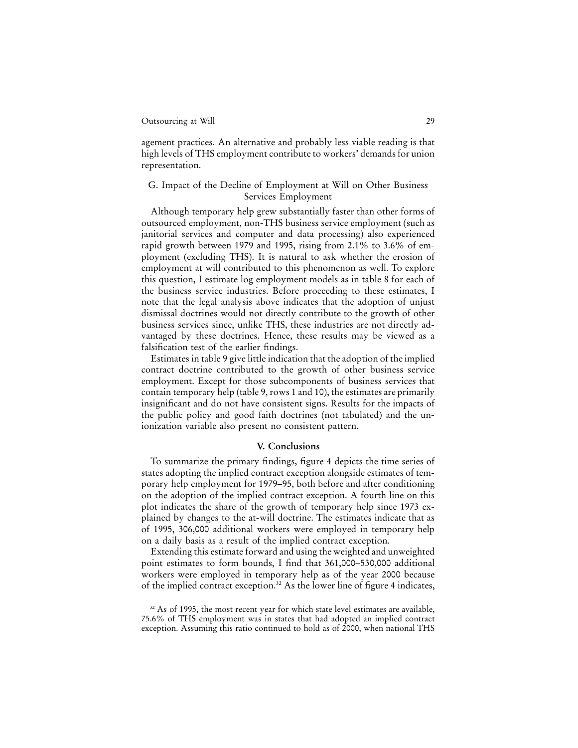agement practices. An alternative and probably less viable reading is that high levels of THS employment contribute to workers' demands for union representation.

### G. Impact of the Decline of Employment at Will on Other Business Services Employment

Although temporary help grew substantially faster than other forms of outsourced employment, non-THS business service employment (such as janitorial services and computer and data processing) also experienced rapid growth between 1979 and 1995, rising from 2.1% to 3.6% of employment (excluding THS). It is natural to ask whether the erosion of employment at will contributed to this phenomenon as well. To explore this question, I estimate log employment models as in table 8 for each of the business service industries. Before proceeding to these estimates, I note that the legal analysis above indicates that the adoption of unjust dismissal doctrines would not directly contribute to the growth of other business services since, unlike THS, these industries are not directly advantaged by these doctrines. Hence, these results may be viewed as a falsification test of the earlier findings.

Estimates in table 9 give little indication that the adoption of the implied contract doctrine contributed to the growth of other business service employment. Except for those subcomponents of business services that contain temporary help (table 9, rows 1 and 10), the estimates are primarily insignificant and do not have consistent signs. Results for the impacts of the public policy and good faith doctrines (not tabulated) and the unionization variable also present no consistent pattern.

## V. Conclusions

To summarize the primary findings, figure 4 depicts the time series of states adopting the implied contract exception alongside estimates of temporary help employment for 1979–95, both before and after conditioning on the adoption of the implied contract exception. A fourth line on this plot indicates the share of the growth of temporary help since 1973 explained by changes to the at-will doctrine. The estimates indicate that as of 1995, 306,000 additional workers were employed in temporary help on a daily basis as a result of the implied contract exception.

Extending this estimate forward and using the weighted and unweighted point estimates to form bounds, I find that 361,000–530,000 additional workers were employed in temporary help as of the year 2000 because of the implied contract exception.[32] As the lower line of figure 4 indicates,

[32] As of 1995, the most recent year for which state level estimates are available, 75.6% of THS employment was in states that had adopted an implied contract exception. Assuming this ratio continued to hold as of 2000, when national THS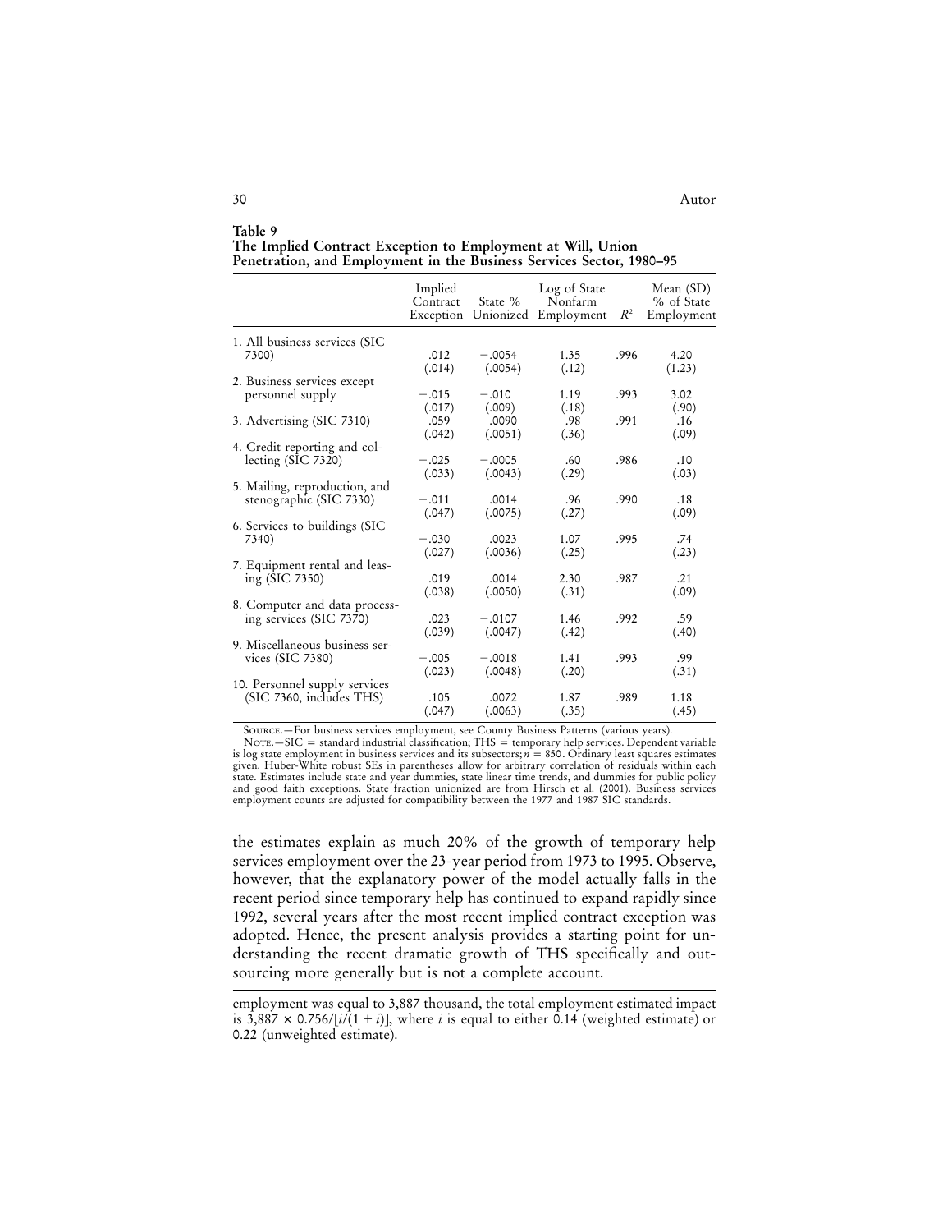**Table 9**
**The Implied Contract Exception to Employment at Will, Union Penetration, and Employment in the Business Services Sector, 1980–95**

| | Implied Contract Exception | State % Unionized | Log of State Nonfarm Employment | $R^2$ | Mean (SD) % of State Employment |
|---|---|---|---|---|---|
| 1. All business services (SIC 7300) | .012 | −.0054 | 1.35 | .996 | 4.20 |
| | (.014) | (.0054) | (.12) | | (1.23) |
| 2. Business services except personnel supply | −.015 | −.010 | 1.19 | .993 | 3.02 |
| | (.017) | (.009) | (.18) | | (.90) |
| 3. Advertising (SIC 7310) | .059 | .0090 | .98 | .991 | .16 |
| | (.042) | (.0051) | (.36) | | (.09) |
| 4. Credit reporting and collecting (SIC 7320) | −.025 | −.0005 | .60 | .986 | .10 |
| | (.033) | (.0043) | (.29) | | (.03) |
| 5. Mailing, reproduction, and stenographic (SIC 7330) | −.011 | .0014 | .96 | .990 | .18 |
| | (.047) | (.0075) | (.27) | | (.09) |
| 6. Services to buildings (SIC 7340) | −.030 | .0023 | 1.07 | .995 | .74 |
| | (.027) | (.0036) | (.25) | | (.23) |
| 7. Equipment rental and leasing (SIC 7350) | .019 | .0014 | 2.30 | .987 | .21 |
| | (.038) | (.0050) | (.31) | | (.09) |
| 8. Computer and data processing services (SIC 7370) | .023 | −.0107 | 1.46 | .992 | .59 |
| | (.039) | (.0047) | (.42) | | (.40) |
| 9. Miscellaneous business services (SIC 7380) | −.005 | −.0018 | 1.41 | .993 | .99 |
| | (.023) | (.0048) | (.20) | | (.31) |
| 10. Personnel supply services (SIC 7360, includes THS) | .105 | .0072 | 1.87 | .989 | 1.18 |
| | (.047) | (.0063) | (.35) | | (.45) |

Source.—For business services employment, see County Business Patterns (various years).
Note.—SIC = standard industrial classification; THS = temporary help services. Dependent variable is log state employment in business services and its subsectors; $n = 850$. Ordinary least squares estimates given. Huber-White robust SEs in parentheses allow for arbitrary correlation of residuals within each state. Estimates include state and year dummies, state linear time trends, and dummies for public policy and good faith exceptions. State fraction unionized are from Hirsch et al. (2001). Business services employment counts are adjusted for compatibility between the 1977 and 1987 SIC standards.

the estimates explain as much 20% of the growth of temporary help services employment over the 23-year period from 1973 to 1995. Observe, however, that the explanatory power of the model actually falls in the recent period since temporary help has continued to expand rapidly since 1992, several years after the most recent implied contract exception was adopted. Hence, the present analysis provides a starting point for understanding the recent dramatic growth of THS specifically and outsourcing more generally but is not a complete account.

employment was equal to 3,887 thousand, the total employment estimated impact is $3{,}887 \times 0.756/[i/(1 + i)]$, where $i$ is equal to either 0.14 (weighted estimate) or 0.22 (unweighted estimate).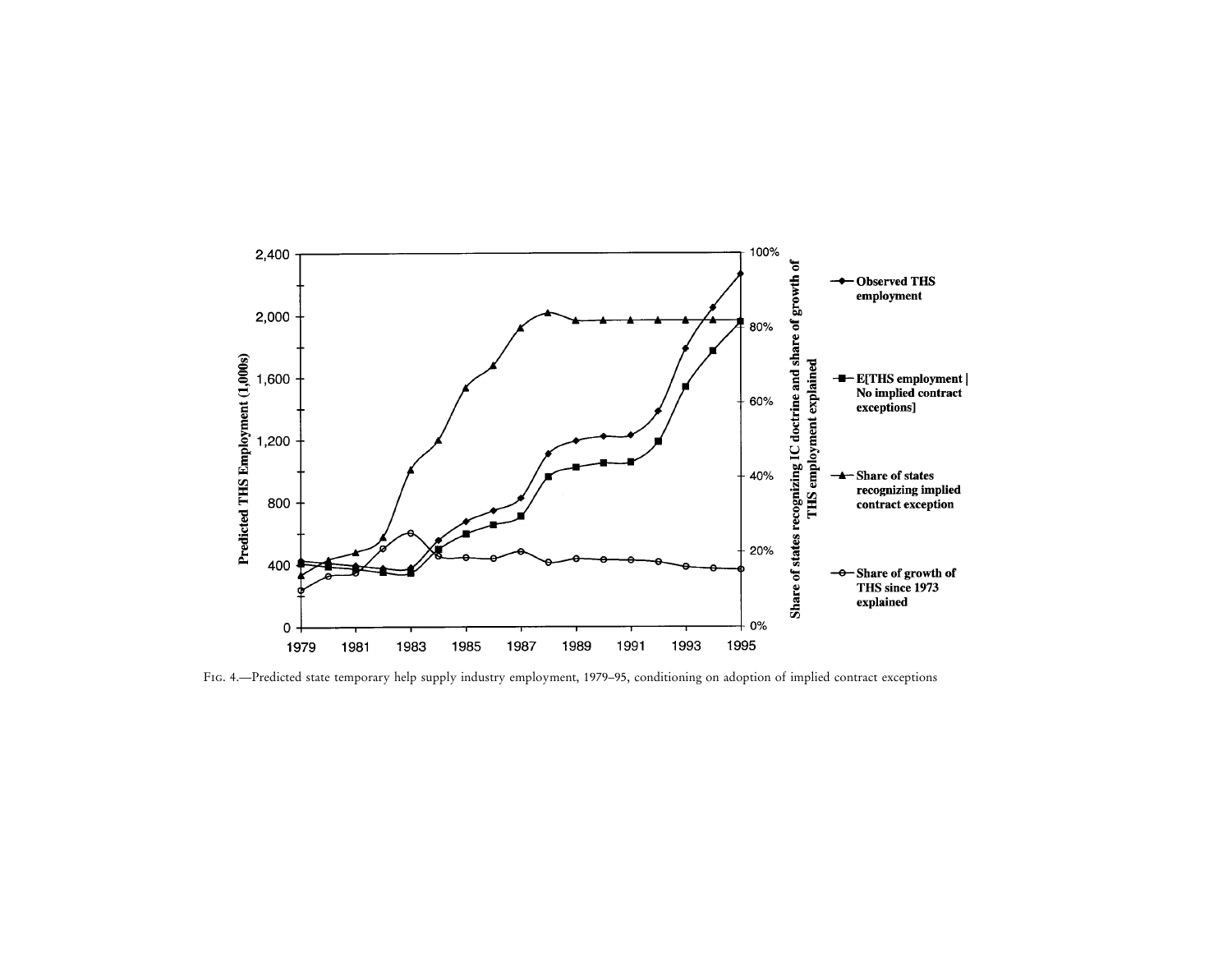Fig. 4.—Predicted state temporary help supply industry employment, 1979–95, conditioning on adoption of implied contract exceptions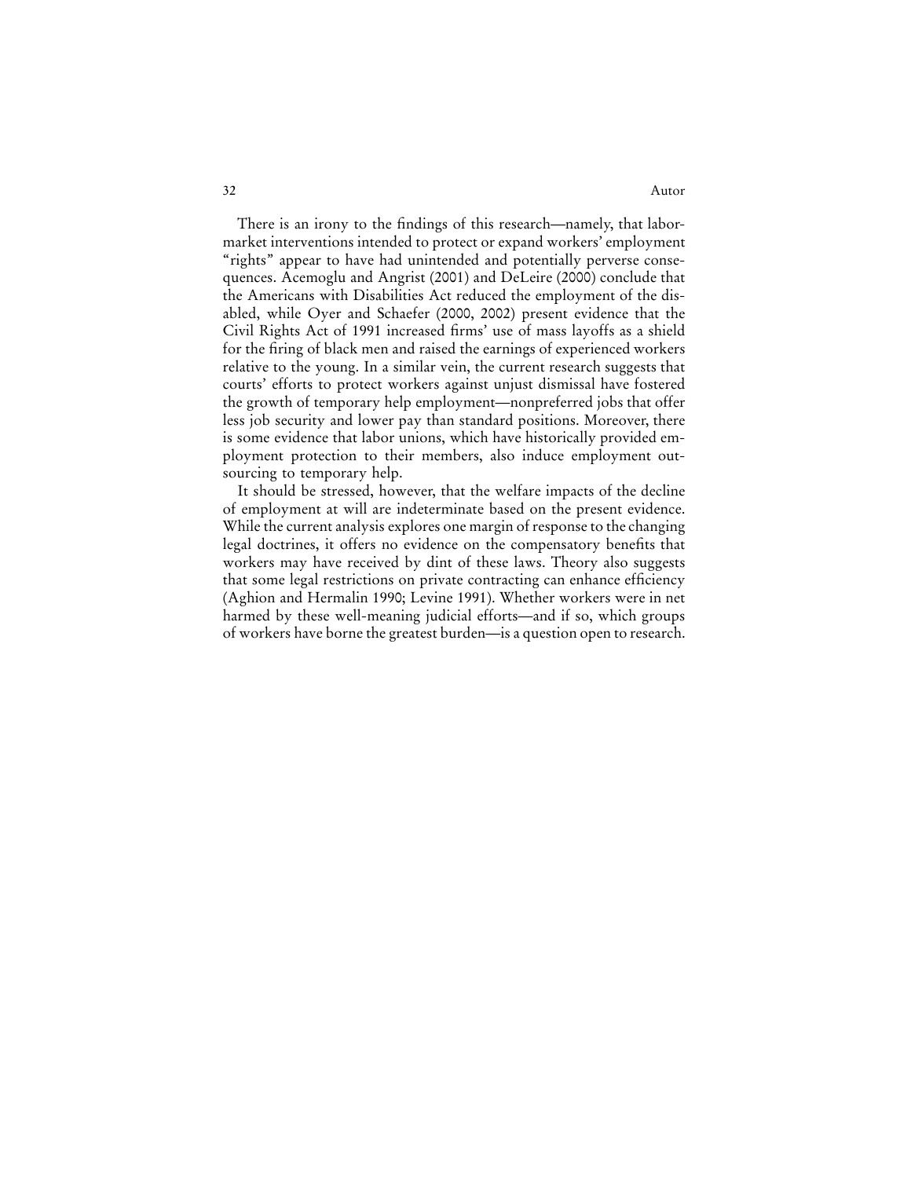There is an irony to the findings of this research—namely, that labor-market interventions intended to protect or expand workers' employment "rights" appear to have had unintended and potentially perverse consequences. Acemoglu and Angrist (2001) and DeLeire (2000) conclude that the Americans with Disabilities Act reduced the employment of the disabled, while Oyer and Schaefer (2000, 2002) present evidence that the Civil Rights Act of 1991 increased firms' use of mass layoffs as a shield for the firing of black men and raised the earnings of experienced workers relative to the young. In a similar vein, the current research suggests that courts' efforts to protect workers against unjust dismissal have fostered the growth of temporary help employment—nonpreferred jobs that offer less job security and lower pay than standard positions. Moreover, there is some evidence that labor unions, which have historically provided employment protection to their members, also induce employment outsourcing to temporary help.

It should be stressed, however, that the welfare impacts of the decline of employment at will are indeterminate based on the present evidence. While the current analysis explores one margin of response to the changing legal doctrines, it offers no evidence on the compensatory benefits that workers may have received by dint of these laws. Theory also suggests that some legal restrictions on private contracting can enhance efficiency (Aghion and Hermalin 1990; Levine 1991). Whether workers were in net harmed by these well-meaning judicial efforts—and if so, which groups of workers have borne the greatest burden—is a question open to research.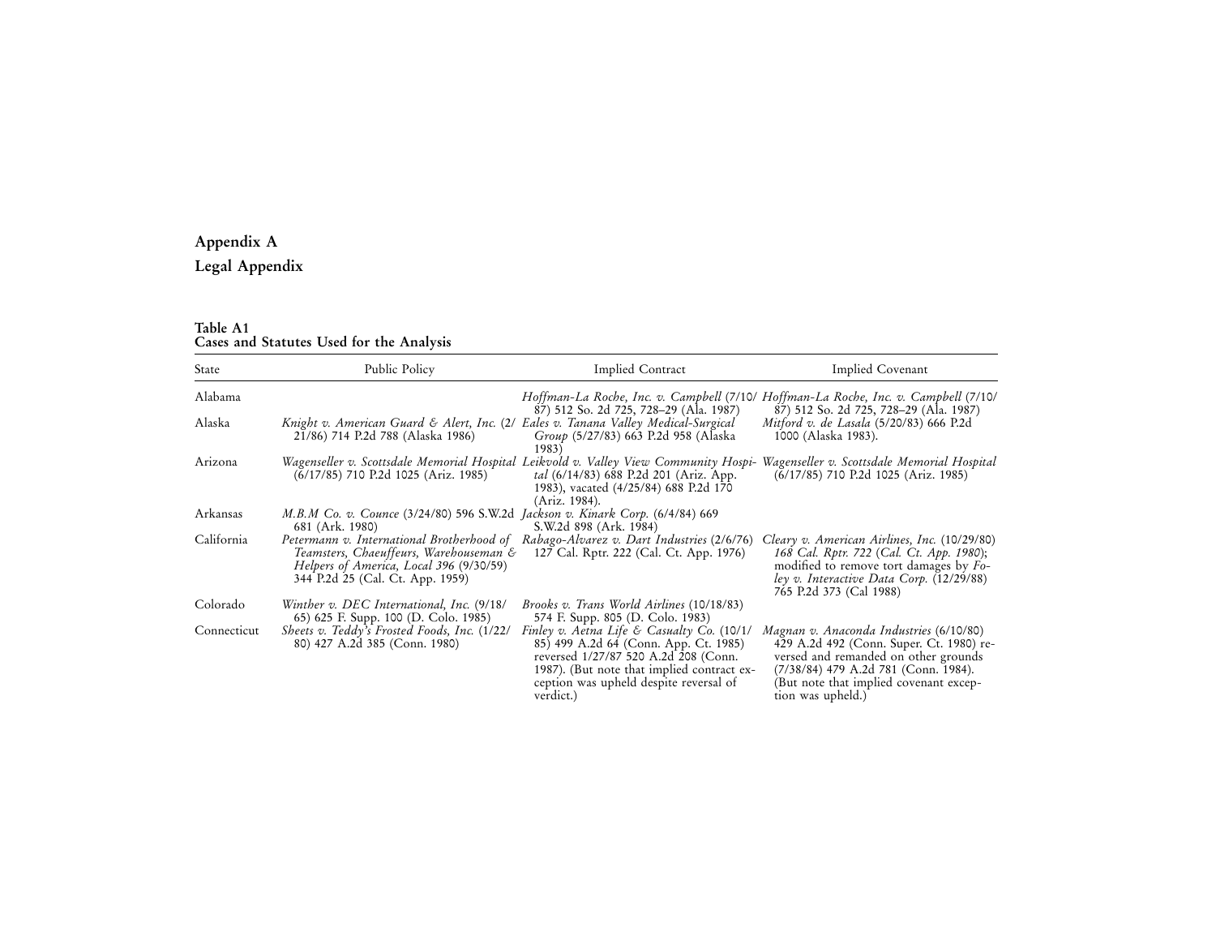# Appendix A

## Legal Appendix

**Table A1**
**Cases and Statutes Used for the Analysis**

| State | Public Policy | Implied Contract | Implied Covenant |
|---|---|---|---|
| Alabama | | *Hoffman-La Roche, Inc. v. Campbell* (7/10/87) 512 So. 2d 725, 728–29 (Ala. 1987) | *Hoffman-La Roche, Inc. v. Campbell* (7/10/87) 512 So. 2d 725, 728–29 (Ala. 1987) |
| Alaska | *Knight v. American Guard & Alert, Inc.* (2/21/86) 714 P.2d 788 (Alaska 1986) | *Eales v. Tanana Valley Medical-Surgical Group* (5/27/83) 663 P.2d 958 (Alaska 1983) | *Mitford v. de Lasala* (5/20/83) 666 P.2d 1000 (Alaska 1983). |
| Arizona | *Wagenseller v. Scottsdale Memorial Hospital* (6/17/85) 710 P.2d 1025 (Ariz. 1985) | *Leikvold v. Valley View Community Hospital* (6/14/83) 688 P.2d 201 (Ariz. App. 1983), vacated (4/25/84) 688 P.2d 170 (Ariz. 1984). | *Wagenseller v. Scottsdale Memorial Hospital* (6/17/85) 710 P.2d 1025 (Ariz. 1985) |
| Arkansas | *M.B.M Co. v. Counce* (3/24/80) 596 S.W.2d 681 (Ark. 1980) | *Jackson v. Kinark Corp.* (6/4/84) 669 S.W.2d 898 (Ark. 1984) | |
| California | *Petermann v. International Brotherhood of Teamsters, Chaeuffeurs, Warehouseman & Helpers of America, Local 396* (9/30/59) 344 P.2d 25 (Cal. Ct. App. 1959) | *Rabago-Alvarez v. Dart Industries* (2/6/76) 127 Cal. Rptr. 222 (Cal. Ct. App. 1976) | *Cleary v. American Airlines, Inc.* (10/29/80) *168 Cal. Rptr. 722* (*Cal. Ct. App. 1980*); modified to remove tort damages by *Foley v. Interactive Data Corp.* (12/29/88) 765 P.2d 373 (Cal 1988) |
| Colorado | *Winther v. DEC International, Inc.* (9/18/65) 625 F. Supp. 100 (D. Colo. 1985) | *Brooks v. Trans World Airlines* (10/18/83) 574 F. Supp. 805 (D. Colo. 1983) | |
| Connecticut | *Sheets v. Teddy's Frosted Foods, Inc.* (1/22/80) 427 A.2d 385 (Conn. 1980) | *Finley v. Aetna Life & Casualty Co.* (10/1/85) 499 A.2d 64 (Conn. App. Ct. 1985) reversed 1/27/87 520 A.2d 208 (Conn. 1987). (But note that implied contract exception was upheld despite reversal of verdict.) | *Magnan v. Anaconda Industries* (6/10/80) 429 A.2d 492 (Conn. Super. Ct. 1980) reversed and remanded on other grounds (7/38/84) 479 A.2d 781 (Conn. 1984). (But note that implied covenant exception was upheld.) |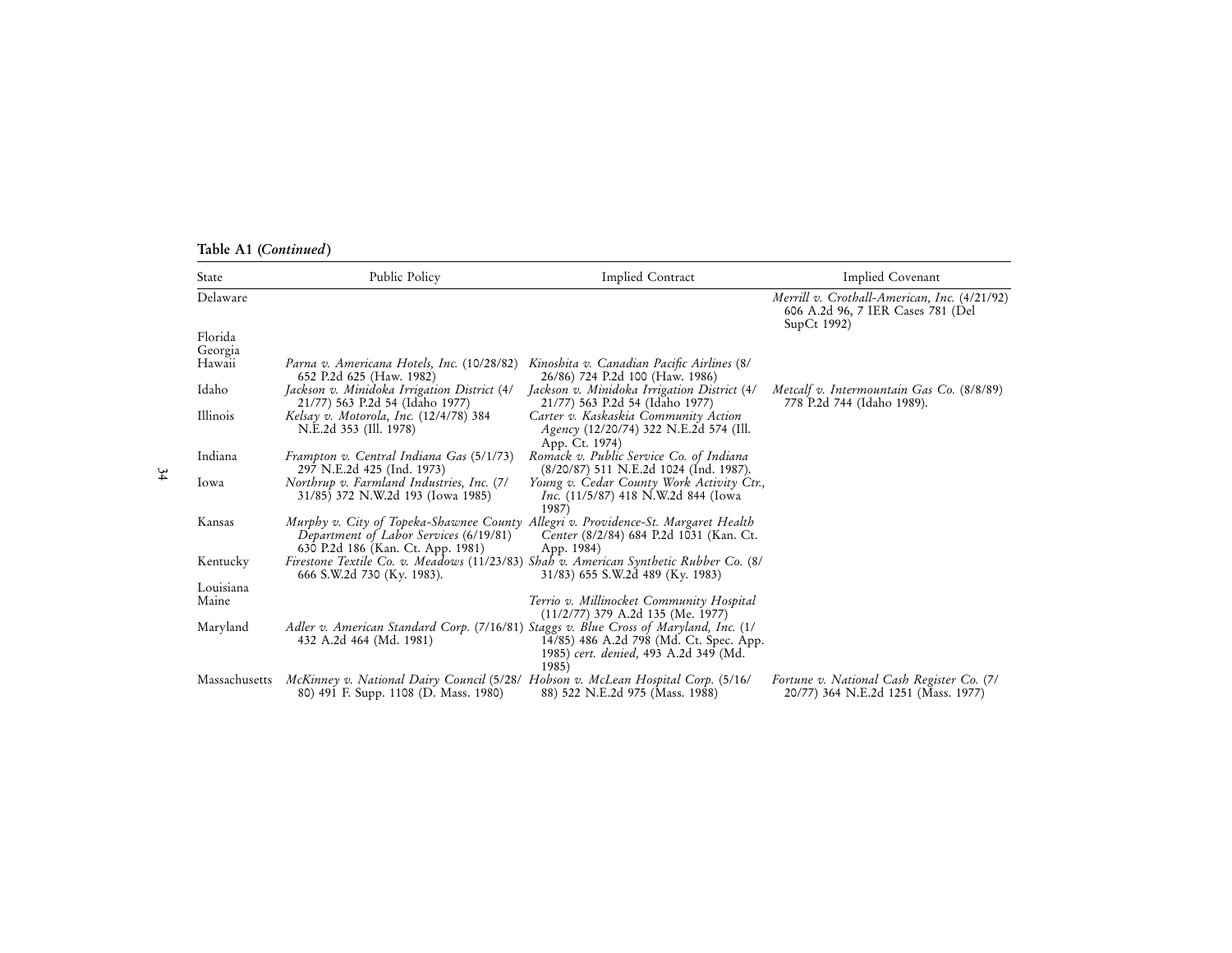**Table A1 (*Continued*)**

| State | Public Policy | Implied Contract | Implied Covenant |
|---|---|---|---|
| Delaware | | | *Merrill v. Crothall-American, Inc.* (4/21/92) 606 A.2d 96, 7 IER Cases 781 (Del SupCt 1992) |
| Florida | | | |
| Georgia | | | |
| Hawaii | *Parna v. Americana Hotels, Inc.* (10/28/82) 652 P.2d 625 (Haw. 1982) | *Kinoshita v. Canadian Pacific Airlines* (8/26/86) 724 P.2d 100 (Haw. 1986) | |
| Idaho | *Jackson v. Minidoka Irrigation District* (4/21/77) 563 P.2d 54 (Idaho 1977) | *Jackson v. Minidoka Irrigation District* (4/21/77) 563 P.2d 54 (Idaho 1977) | *Metcalf v. Intermountain Gas Co.* (8/8/89) 778 P.2d 744 (Idaho 1989). |
| Illinois | *Kelsay v. Motorola, Inc.* (12/4/78) 384 N.E.2d 353 (Ill. 1978) | *Carter v. Kaskaskia Community Action Agency* (12/20/74) 322 N.E.2d 574 (Ill. App. Ct. 1974) | |
| Indiana | *Frampton v. Central Indiana Gas* (5/1/73) 297 N.E.2d 425 (Ind. 1973) | *Romack v. Public Service Co. of Indiana* (8/20/87) 511 N.E.2d 1024 (Ind. 1987). | |
| Iowa | *Northrup v. Farmland Industries, Inc.* (7/31/85) 372 N.W.2d 193 (Iowa 1985) | *Young v. Cedar County Work Activity Ctr., Inc.* (11/5/87) 418 N.W.2d 844 (Iowa 1987) | |
| Kansas | *Murphy v. City of Topeka-Shawnee County Department of Labor Services* (6/19/81) 630 P.2d 186 (Kan. Ct. App. 1981) | *Allegri v. Providence-St. Margaret Health Center* (8/2/84) 684 P.2d 1031 (Kan. Ct. App. 1984) | |
| Kentucky | *Firestone Textile Co. v. Meadows* (11/23/83) 666 S.W.2d 730 (Ky. 1983). | *Shah v. American Synthetic Rubber Co.* (8/31/83) 655 S.W.2d 489 (Ky. 1983) | |
| Louisiana | | | |
| Maine | | *Terrio v. Millinocket Community Hospital* (11/2/77) 379 A.2d 135 (Me. 1977) | |
| Maryland | *Adler v. American Standard Corp.* (7/16/81) 432 A.2d 464 (Md. 1981) | *Staggs v. Blue Cross of Maryland, Inc.* (1/14/85) 486 A.2d 798 (Md. Ct. Spec. App. 1985) *cert. denied*, 493 A.2d 349 (Md. 1985) | |
| Massachusetts | *McKinney v. National Dairy Council* (5/28/80) 491 F. Supp. 1108 (D. Mass. 1980) | *Hobson v. McLean Hospital Corp.* (5/16/88) 522 N.E.2d 975 (Mass. 1988) | *Fortune v. National Cash Register Co.* (7/20/77) 364 N.E.2d 1251 (Mass. 1977) |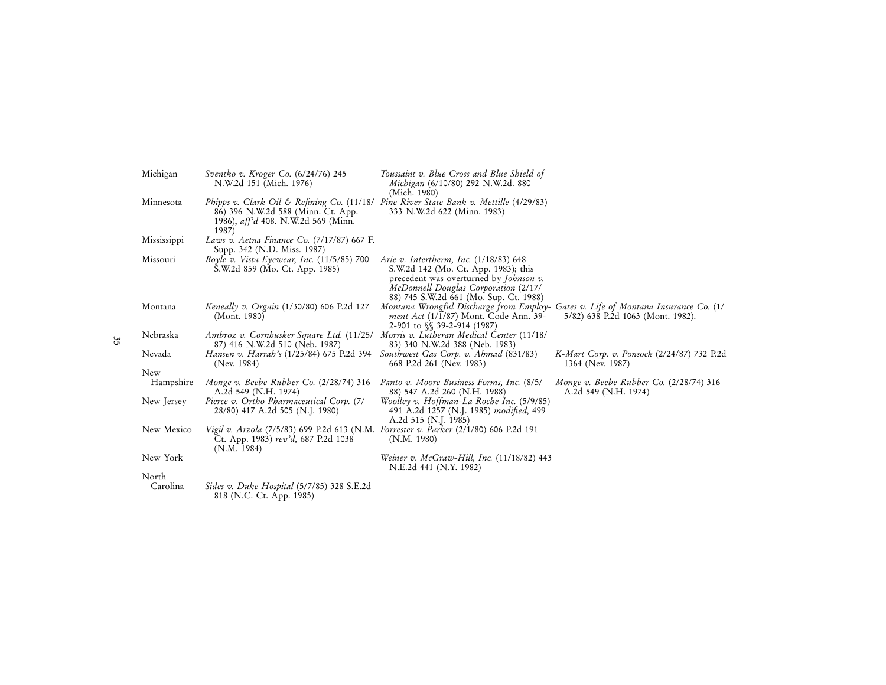| | | | |
|---|---|---|---|
| Michigan | *Sventko v. Kroger Co.* (6/24/76) 245 N.W.2d 151 (Mich. 1976) | *Toussaint v. Blue Cross and Blue Shield of Michigan* (6/10/80) 292 N.W.2d. 880 (Mich. 1980) | |
| Minnesota | *Phipps v. Clark Oil & Refining Co.* (11/18/86) 396 N.W.2d 588 (Minn. Ct. App. 1986), *aff'd* 408. N.W.2d 569 (Minn. 1987) | *Pine River State Bank v. Mettille* (4/29/83) 333 N.W.2d 622 (Minn. 1983) | |
| Mississippi | *Laws v. Aetna Finance Co.* (7/17/87) 667 F. Supp. 342 (N.D. Miss. 1987) | | |
| Missouri | *Boyle v. Vista Eyewear, Inc.* (11/5/85) 700 S.W.2d 859 (Mo. Ct. App. 1985) | *Arie v. Intertherm, Inc.* (1/18/83) 648 S.W.2d 142 (Mo. Ct. App. 1983); this precedent was overturned by *Johnson v. McDonnell Douglas Corporation* (2/17/88) 745 S.W.2d 661 (Mo. Sup. Ct. 1988) | |
| Montana | *Keneally v. Orgain* (1/30/80) 606 P.2d 127 (Mont. 1980) | *Montana Wrongful Discharge from Employment Act* (1/1/87) Mont. Code Ann. 39-2-901 to §§ 39-2-914 (1987) | *Gates v. Life of Montana Insurance Co.* (1/5/82) 638 P.2d 1063 (Mont. 1982). |
| Nebraska | *Ambroz v. Cornhusker Square Ltd.* (11/25/87) 416 N.W.2d 510 (Neb. 1987) | *Morris v. Lutheran Medical Center* (11/18/83) 340 N.W.2d 388 (Neb. 1983) | |
| Nevada | *Hansen v. Harrah's* (1/25/84) 675 P.2d 394 (Nev. 1984) | *Southwest Gas Corp. v. Ahmad* (831/83) 668 P.2d 261 (Nev. 1983) | *K-Mart Corp. v. Ponsock* (2/24/87) 732 P.2d 1364 (Nev. 1987) |
| New Hampshire | *Monge v. Beebe Rubber Co.* (2/28/74) 316 A.2d 549 (N.H. 1974) | *Panto v. Moore Business Forms, Inc.* (8/5/88) 547 A.2d 260 (N.H. 1988) | *Monge v. Beebe Rubber Co.* (2/28/74) 316 A.2d 549 (N.H. 1974) |
| New Jersey | *Pierce v. Ortho Pharmaceutical Corp.* (7/28/80) 417 A.2d 505 (N.J. 1980) | *Woolley v. Hoffman-La Roche Inc.* (5/9/85) 491 A.2d 1257 (N.J. 1985) *modified*, 499 A.2d 515 (N.J. 1985) | |
| New Mexico | *Vigil v. Arzola* (7/5/83) 699 P.2d 613 (N.M. Ct. App. 1983) *rev'd*, 687 P.2d 1038 (N.M. 1984) | *Forrester v. Parker* (2/1/80) 606 P.2d 191 (N.M. 1980) | |
| New York | | *Weiner v. McGraw-Hill, Inc.* (11/18/82) 443 N.E.2d 441 (N.Y. 1982) | |
| North Carolina | *Sides v. Duke Hospital* (5/7/85) 328 S.E.2d 818 (N.C. Ct. App. 1985) | | |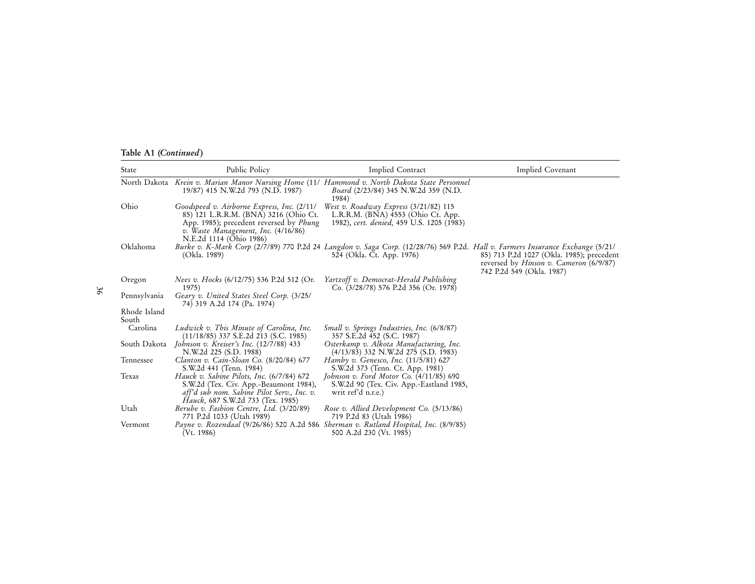**Table A1 (*Continued*)**

| State | Public Policy | Implied Contract | Implied Covenant |
|---|---|---|---|
| North Dakota | *Krein v. Marian Manor Nursing Home* (11/19/87) 415 N.W.2d 793 (N.D. 1987) | *Hammond v. North Dakota State Personnel Board* (2/23/84) 345 N.W.2d 359 (N.D. 1984) | |
| Ohio | *Goodspeed v. Airborne Express, Inc.* (2/11/85) 121 L.R.R.M. (BNA) 3216 (Ohio Ct. App. 1985); precedent reversed by *Phung v. Waste Management, Inc.* (4/16/86) N.E.2d 1114 (Ohio 1986) | *West v. Roadway Express* (3/21/82) 115 L.R.R.M. (BNA) 4553 (Ohio Ct. App. 1982), *cert. denied,* 459 U.S. 1205 (1983) | |
| Oklahoma | *Burke v. K-Mark Corp* (2/7/89) 770 P.2d 24 (Okla. 1989) | *Langdon v. Saga Corp.* (12/28/76) 569 P.2d. 524 (Okla. Ct. App. 1976) | *Hall v. Farmers Insurance Exchange* (5/21/85) 713 P.2d 1027 (Okla. 1985); precedent reversed by *Hinson v. Cameron* (6/9/87) 742 P.2d 549 (Okla. 1987) |
| Oregon | *Nees v. Hocks* (6/12/75) 536 P.2d 512 (Or. 1975) | *Yartzoff v. Democrat-Herald Publishing Co.* (3/28/78) 576 P.2d 356 (Or. 1978) | |
| Pennsylvania | *Geary v. United States Steel Corp.* (3/25/74) 319 A.2d 174 (Pa. 1974) | | |
| Rhode Island | | | |
| South Carolina | *Ludwick v. This Minute of Carolina, Inc.* (11/18/85) 337 S.E.2d 213 (S.C. 1985) | *Small v. Springs Industries, Inc.* (6/8/87) 357 S.E.2d 452 (S.C. 1987) | |
| South Dakota | *Johnson v. Kreiser's Inc.* (12/7/88) 433 N.W.2d 225 (S.D. 1988) | *Osterkamp v. Alkota Manufacturing, Inc.* (4/13/83) 332 N.W.2d 275 (S.D. 1983) | |
| Tennessee | *Clanton v. Cain-Sloan Co.* (8/20/84) 677 S.W.2d 441 (Tenn. 1984) | *Hamby v. Genesco, Inc.* (11/5/81) 627 S.W.2d 373 (Tenn. Ct. App. 1981) | |
| Texas | *Hauck v. Sabine Pilots, Inc.* (6/7/84) 672 S.W.2d (Tex. Civ. App.-Beaumont 1984), *aff'd sub nom. Sabine Pilot Serv., Inc. v. Hauck,* 687 S.W.2d 733 (Tex. 1985) | *Johnson v. Ford Motor Co.* (4/11/85) 690 S.W.2d 90 (Tex. Civ. App.-Eastland 1985, writ ref'd n.r.e.) | |
| Utah | *Berube v. Fashion Centre, Ltd.* (3/20/89) 771 P.2d 1033 (Utah 1989) | *Rose v. Allied Development Co.* (5/13/86) 719 P.2d 83 (Utah 1986) | |
| Vermont | *Payne v. Rozendaal* (9/26/86) 520 A.2d 586 (Vt. 1986) | *Sherman v. Rutland Hospital, Inc.* (8/9/85) 500 A.2d 230 (Vt. 1985) | |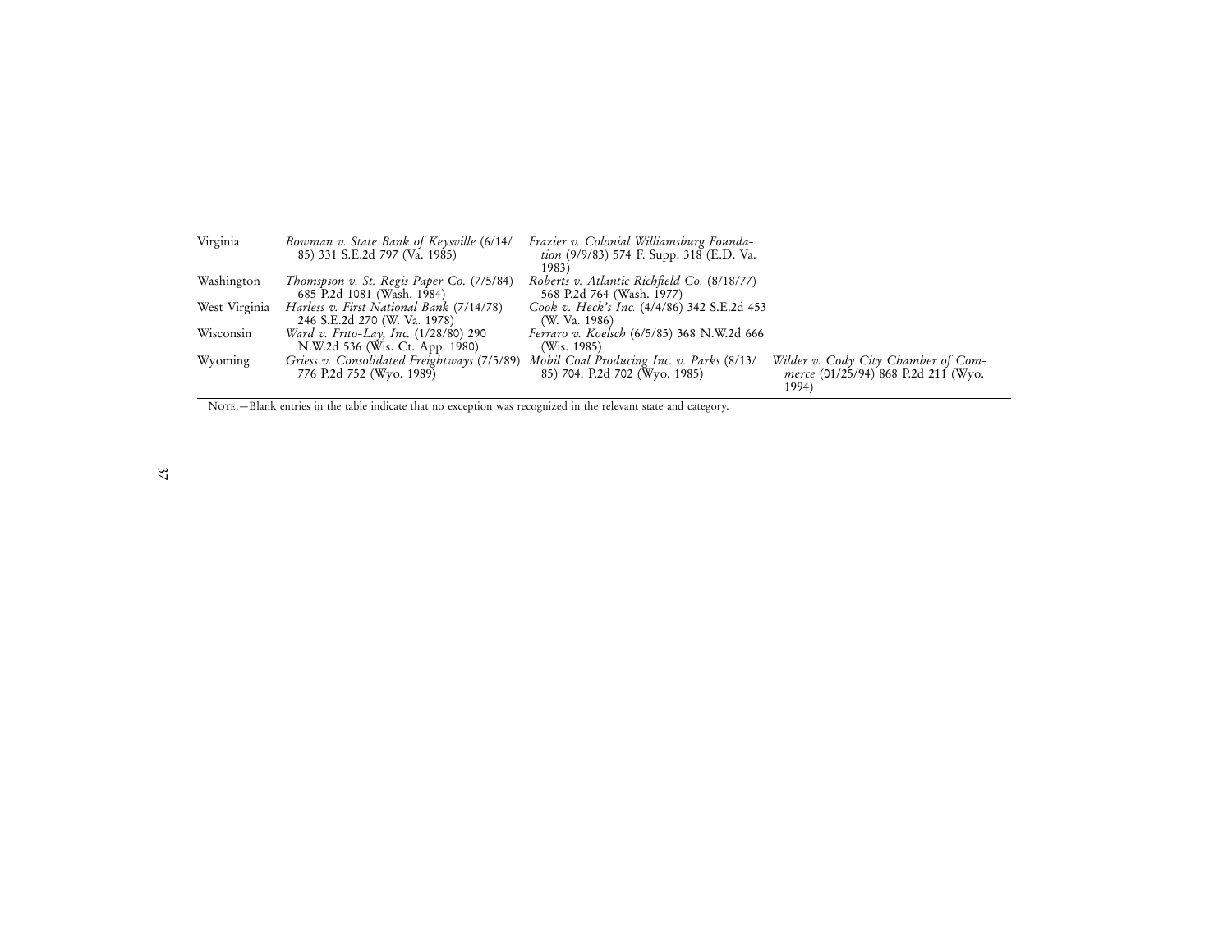| | | | |
|---|---|---|---|
| Virginia | *Bowman v. State Bank of Keysville* (6/14/85) 331 S.E.2d 797 (Va. 1985) | *Frazier v. Colonial Williamsburg Foundation* (9/9/83) 574 F. Supp. 318 (E.D. Va. 1983) | |
| Washington | *Thomspson v. St. Regis Paper Co.* (7/5/84) 685 P.2d 1081 (Wash. 1984) | *Roberts v. Atlantic Richfield Co.* (8/18/77) 568 P.2d 764 (Wash. 1977) | |
| West Virginia | *Harless v. First National Bank* (7/14/78) 246 S.E.2d 270 (W. Va. 1978) | *Cook v. Heck's Inc.* (4/4/86) 342 S.E.2d 453 (W. Va. 1986) | |
| Wisconsin | *Ward v. Frito-Lay, Inc.* (1/28/80) 290 N.W.2d 536 (Wis. Ct. App. 1980) | *Ferraro v. Koelsch* (6/5/85) 368 N.W.2d 666 (Wis. 1985) | |
| Wyoming | *Griess v. Consolidated Freightways* (7/5/89) 776 P.2d 752 (Wyo. 1989) | *Mobil Coal Producing Inc. v. Parks* (8/13/85) 704. P.2d 702 (Wyo. 1985) | *Wilder v. Cody City Chamber of Commerce* (01/25/94) 868 P.2d 211 (Wyo. 1994) |

NOTE.—Blank entries in the table indicate that no exception was recognized in the relevant state and category.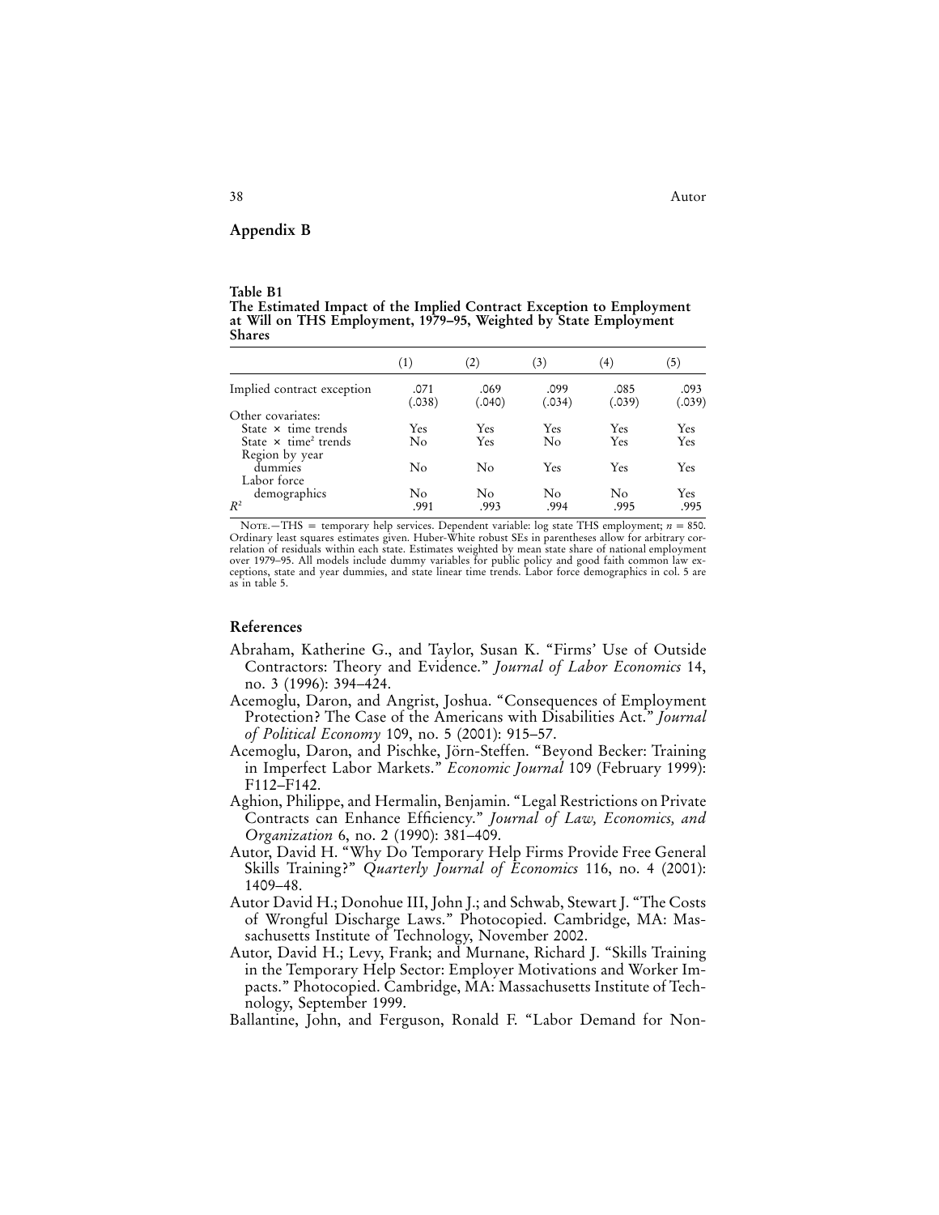## Appendix B

**Table B1**
**The Estimated Impact of the Implied Contract Exception to Employment at Will on THS Employment, 1979–95, Weighted by State Employment Shares**

| | (1) | (2) | (3) | (4) | (5) |
|---|---|---|---|---|---|
| Implied contract exception | .071 (.038) | .069 (.040) | .099 (.034) | .085 (.039) | .093 (.039) |
| Other covariates: | | | | | |
| State × time trends | Yes | Yes | Yes | Yes | Yes |
| State × time$^2$ trends | No | Yes | No | Yes | Yes |
| Region by year dummies | No | No | Yes | Yes | Yes |
| Labor force demographics | No | No | No | No | Yes |
| $R^2$ | .991 | .993 | .994 | .995 | .995 |

Note.—THS = temporary help services. Dependent variable: log state THS employment; $n = 850$. Ordinary least squares estimates given. Huber-White robust SEs in parentheses allow for arbitrary correlation of residuals within each state. Estimates weighted by mean state share of national employment over 1979–95. All models include dummy variables for public policy and good faith common law exceptions, state and year dummies, and state linear time trends. Labor force demographics in col. 5 are as in table 5.

## References

Abraham, Katherine G., and Taylor, Susan K. "Firms' Use of Outside Contractors: Theory and Evidence." *Journal of Labor Economics* 14, no. 3 (1996): 394–424.

Acemoglu, Daron, and Angrist, Joshua. "Consequences of Employment Protection? The Case of the Americans with Disabilities Act." *Journal of Political Economy* 109, no. 5 (2001): 915–57.

Acemoglu, Daron, and Pischke, Jörn-Steffen. "Beyond Becker: Training in Imperfect Labor Markets." *Economic Journal* 109 (February 1999): F112–F142.

Aghion, Philippe, and Hermalin, Benjamin. "Legal Restrictions on Private Contracts can Enhance Efficiency." *Journal of Law, Economics, and Organization* 6, no. 2 (1990): 381–409.

Autor, David H. "Why Do Temporary Help Firms Provide Free General Skills Training?" *Quarterly Journal of Economics* 116, no. 4 (2001): 1409–48.

Autor David H.; Donohue III, John J.; and Schwab, Stewart J. "The Costs of Wrongful Discharge Laws." Photocopied. Cambridge, MA: Massachusetts Institute of Technology, November 2002.

Autor, David H.; Levy, Frank; and Murnane, Richard J. "Skills Training in the Temporary Help Sector: Employer Motivations and Worker Impacts." Photocopied. Cambridge, MA: Massachusetts Institute of Technology, September 1999.

Ballantine, John, and Ferguson, Ronald F. "Labor Demand for Non-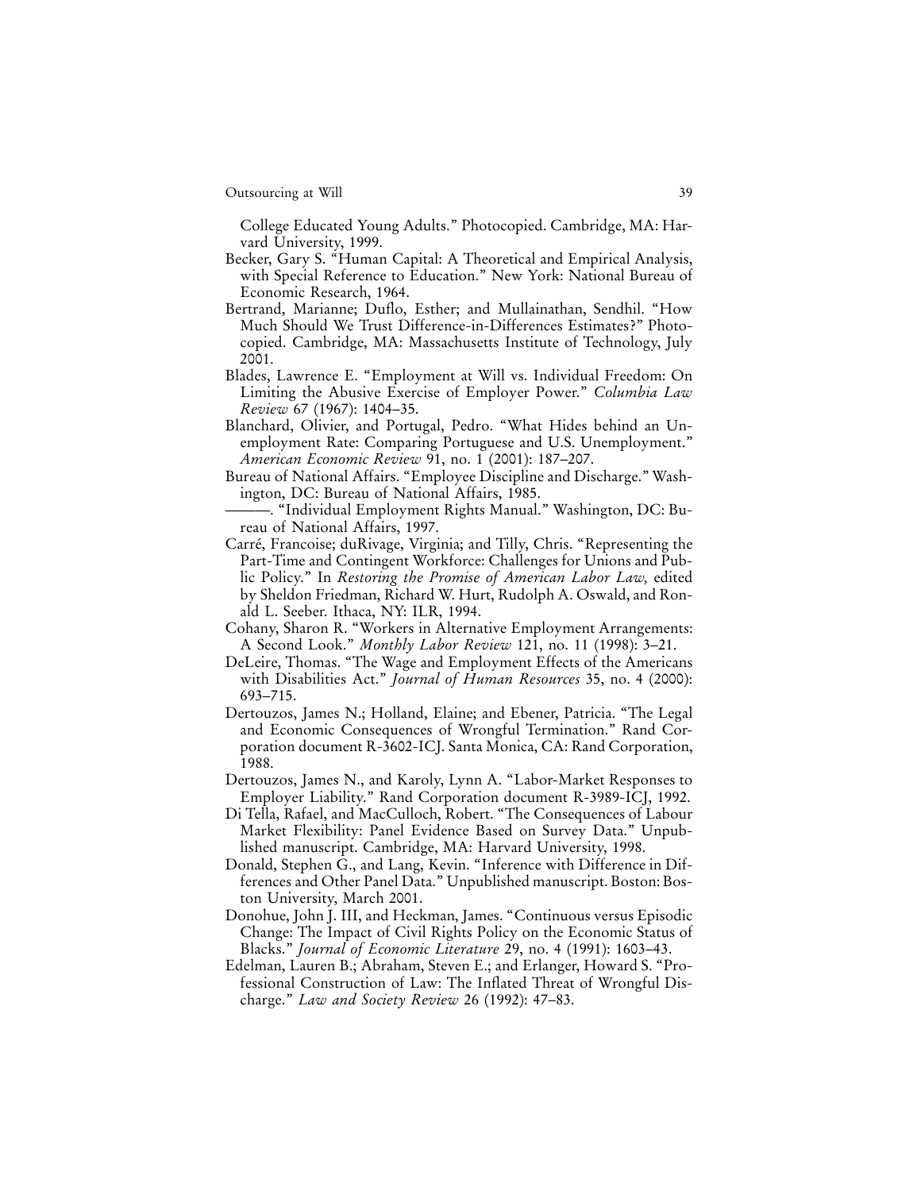College Educated Young Adults." Photocopied. Cambridge, MA: Harvard University, 1999.

Becker, Gary S. "Human Capital: A Theoretical and Empirical Analysis, with Special Reference to Education." New York: National Bureau of Economic Research, 1964.

Bertrand, Marianne; Duflo, Esther; and Mullainathan, Sendhil. "How Much Should We Trust Difference-in-Differences Estimates?" Photocopied. Cambridge, MA: Massachusetts Institute of Technology, July 2001.

Blades, Lawrence E. "Employment at Will vs. Individual Freedom: On Limiting the Abusive Exercise of Employer Power." *Columbia Law Review* 67 (1967): 1404–35.

Blanchard, Olivier, and Portugal, Pedro. "What Hides behind an Unemployment Rate: Comparing Portuguese and U.S. Unemployment." *American Economic Review* 91, no. 1 (2001): 187–207.

Bureau of National Affairs. "Employee Discipline and Discharge." Washington, DC: Bureau of National Affairs, 1985.

———. "Individual Employment Rights Manual." Washington, DC: Bureau of National Affairs, 1997.

Carré, Francoise; duRivage, Virginia; and Tilly, Chris. "Representing the Part-Time and Contingent Workforce: Challenges for Unions and Public Policy." In *Restoring the Promise of American Labor Law,* edited by Sheldon Friedman, Richard W. Hurt, Rudolph A. Oswald, and Ronald L. Seeber. Ithaca, NY: ILR, 1994.

Cohany, Sharon R. "Workers in Alternative Employment Arrangements: A Second Look." *Monthly Labor Review* 121, no. 11 (1998): 3–21.

DeLeire, Thomas. "The Wage and Employment Effects of the Americans with Disabilities Act." *Journal of Human Resources* 35, no. 4 (2000): 693–715.

Dertouzos, James N.; Holland, Elaine; and Ebener, Patricia. "The Legal and Economic Consequences of Wrongful Termination." Rand Corporation document R-3602-ICJ. Santa Monica, CA: Rand Corporation, 1988.

Dertouzos, James N., and Karoly, Lynn A. "Labor-Market Responses to Employer Liability." Rand Corporation document R-3989-ICJ, 1992.

Di Tella, Rafael, and MacCulloch, Robert. "The Consequences of Labour Market Flexibility: Panel Evidence Based on Survey Data." Unpublished manuscript. Cambridge, MA: Harvard University, 1998.

Donald, Stephen G., and Lang, Kevin. "Inference with Difference in Differences and Other Panel Data." Unpublished manuscript. Boston: Boston University, March 2001.

Donohue, John J. III, and Heckman, James. "Continuous versus Episodic Change: The Impact of Civil Rights Policy on the Economic Status of Blacks." *Journal of Economic Literature* 29, no. 4 (1991): 1603–43.

Edelman, Lauren B.; Abraham, Steven E.; and Erlanger, Howard S. "Professional Construction of Law: The Inflated Threat of Wrongful Discharge." *Law and Society Review* 26 (1992): 47–83.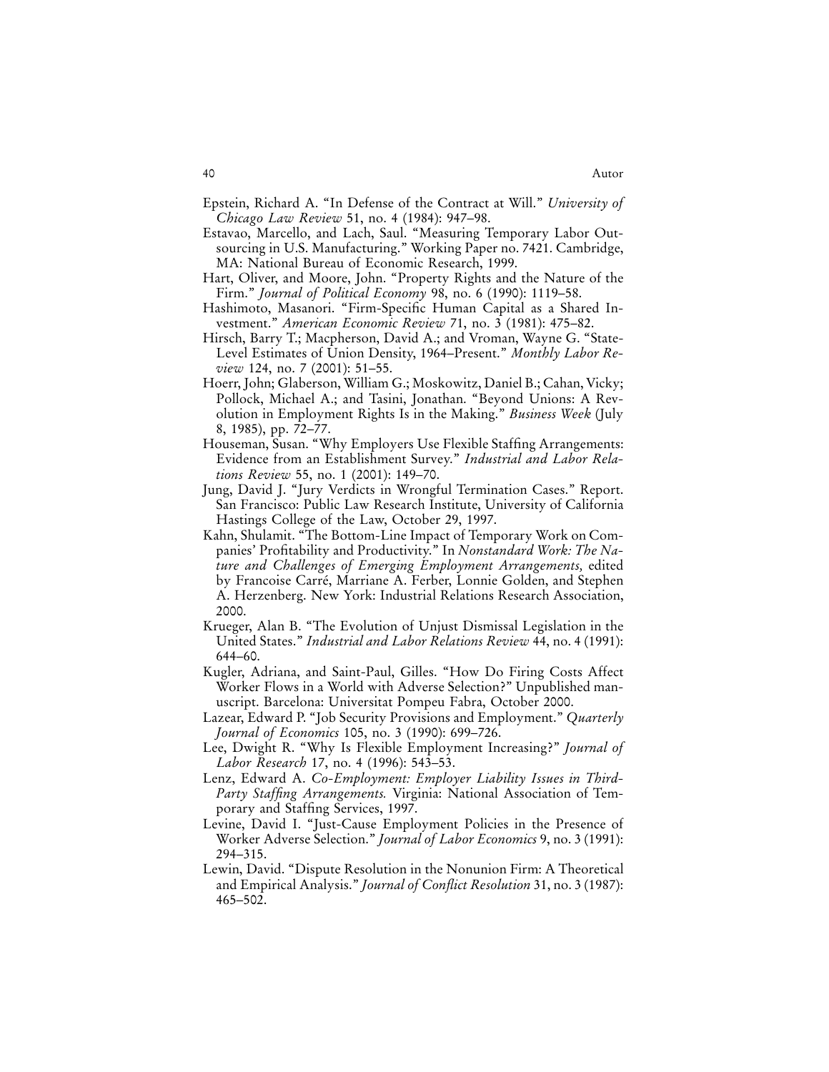Epstein, Richard A. "In Defense of the Contract at Will." *University of Chicago Law Review* 51, no. 4 (1984): 947–98.

Estavao, Marcello, and Lach, Saul. "Measuring Temporary Labor Outsourcing in U.S. Manufacturing." Working Paper no. 7421. Cambridge, MA: National Bureau of Economic Research, 1999.

Hart, Oliver, and Moore, John. "Property Rights and the Nature of the Firm." *Journal of Political Economy* 98, no. 6 (1990): 1119–58.

Hashimoto, Masanori. "Firm-Specific Human Capital as a Shared Investment." *American Economic Review* 71, no. 3 (1981): 475–82.

Hirsch, Barry T.; Macpherson, David A.; and Vroman, Wayne G. "State-Level Estimates of Union Density, 1964–Present." *Monthly Labor Review* 124, no. 7 (2001): 51–55.

Hoerr, John; Glaberson, William G.; Moskowitz, Daniel B.; Cahan, Vicky; Pollock, Michael A.; and Tasini, Jonathan. "Beyond Unions: A Revolution in Employment Rights Is in the Making." *Business Week* (July 8, 1985), pp. 72–77.

Houseman, Susan. "Why Employers Use Flexible Staffing Arrangements: Evidence from an Establishment Survey." *Industrial and Labor Relations Review* 55, no. 1 (2001): 149–70.

Jung, David J. "Jury Verdicts in Wrongful Termination Cases." Report. San Francisco: Public Law Research Institute, University of California Hastings College of the Law, October 29, 1997.

Kahn, Shulamit. "The Bottom-Line Impact of Temporary Work on Companies' Profitability and Productivity." In *Nonstandard Work: The Nature and Challenges of Emerging Employment Arrangements,* edited by Francoise Carré, Marriane A. Ferber, Lonnie Golden, and Stephen A. Herzenberg. New York: Industrial Relations Research Association, 2000.

Krueger, Alan B. "The Evolution of Unjust Dismissal Legislation in the United States." *Industrial and Labor Relations Review* 44, no. 4 (1991): 644–60.

Kugler, Adriana, and Saint-Paul, Gilles. "How Do Firing Costs Affect Worker Flows in a World with Adverse Selection?" Unpublished manuscript. Barcelona: Universitat Pompeu Fabra, October 2000.

Lazear, Edward P. "Job Security Provisions and Employment." *Quarterly Journal of Economics* 105, no. 3 (1990): 699–726.

Lee, Dwight R. "Why Is Flexible Employment Increasing?" *Journal of Labor Research* 17, no. 4 (1996): 543–53.

Lenz, Edward A. *Co-Employment: Employer Liability Issues in Third-Party Staffing Arrangements.* Virginia: National Association of Temporary and Staffing Services, 1997.

Levine, David I. "Just-Cause Employment Policies in the Presence of Worker Adverse Selection." *Journal of Labor Economics* 9, no. 3 (1991): 294–315.

Lewin, David. "Dispute Resolution in the Nonunion Firm: A Theoretical and Empirical Analysis." *Journal of Conflict Resolution* 31, no. 3 (1987): 465–502.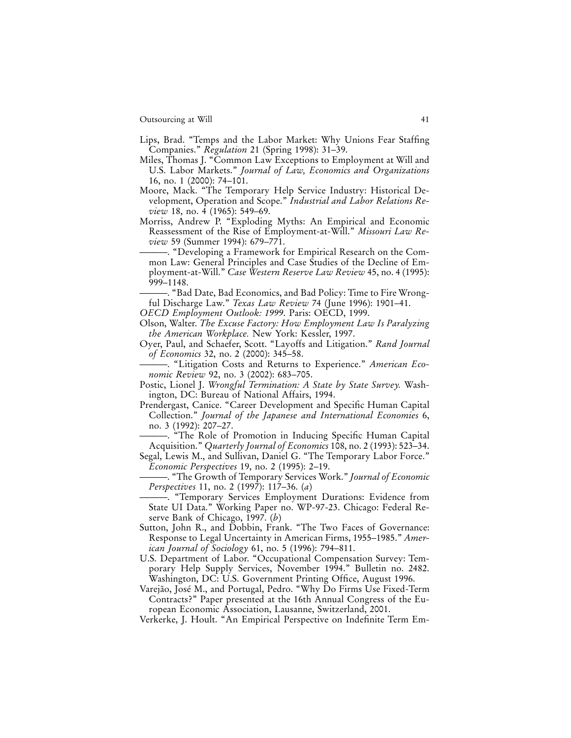Lips, Brad. "Temps and the Labor Market: Why Unions Fear Staffing Companies." *Regulation* 21 (Spring 1998): 31–39.

Miles, Thomas J. "Common Law Exceptions to Employment at Will and U.S. Labor Markets." *Journal of Law, Economics and Organizations* 16, no. 1 (2000): 74–101.

Moore, Mack. "The Temporary Help Service Industry: Historical Development, Operation and Scope." *Industrial and Labor Relations Review* 18, no. 4 (1965): 549–69.

Morriss, Andrew P. "Exploding Myths: An Empirical and Economic Reassessment of the Rise of Employment-at-Will." *Missouri Law Review* 59 (Summer 1994): 679–771.

———. "Developing a Framework for Empirical Research on the Common Law: General Principles and Case Studies of the Decline of Employment-at-Will." *Case Western Reserve Law Review* 45, no. 4 (1995): 999–1148.

———. "Bad Date, Bad Economics, and Bad Policy: Time to Fire Wrongful Discharge Law." *Texas Law Review* 74 (June 1996): 1901–41.

*OECD Employment Outlook: 1999.* Paris: OECD, 1999.

Olson, Walter. *The Excuse Factory: How Employment Law Is Paralyzing the American Workplace.* New York: Kessler, 1997.

Oyer, Paul, and Schaefer, Scott. "Layoffs and Litigation." *Rand Journal of Economics* 32, no. 2 (2000): 345–58.

———. "Litigation Costs and Returns to Experience." *American Economic Review* 92, no. 3 (2002): 683–705.

Postic, Lionel J. *Wrongful Termination: A State by State Survey.* Washington, DC: Bureau of National Affairs, 1994.

Prendergast, Canice. "Career Development and Specific Human Capital Collection." *Journal of the Japanese and International Economies* 6, no. 3 (1992): 207–27.

———. "The Role of Promotion in Inducing Specific Human Capital Acquisition." *Quarterly Journal of Economics* 108, no. 2 (1993): 523–34.

Segal, Lewis M., and Sullivan, Daniel G. "The Temporary Labor Force." *Economic Perspectives* 19, no. 2 (1995): 2–19.

———. "The Growth of Temporary Services Work." *Journal of Economic Perspectives* 11, no. 2 (1997): 117–36. (*a*)

———. "Temporary Services Employment Durations: Evidence from State UI Data." Working Paper no. WP-97-23. Chicago: Federal Reserve Bank of Chicago, 1997. (*b*)

Sutton, John R., and Dobbin, Frank. "The Two Faces of Governance: Response to Legal Uncertainty in American Firms, 1955–1985." *American Journal of Sociology* 61, no. 5 (1996): 794–811.

U.S. Department of Labor. "Occupational Compensation Survey: Temporary Help Supply Services, November 1994." Bulletin no. 2482. Washington, DC: U.S. Government Printing Office, August 1996.

Varejão, José M., and Portugal, Pedro. "Why Do Firms Use Fixed-Term Contracts?" Paper presented at the 16th Annual Congress of the European Economic Association, Lausanne, Switzerland, 2001.

Verkerke, J. Hoult. "An Empirical Perspective on Indefinite Term Em-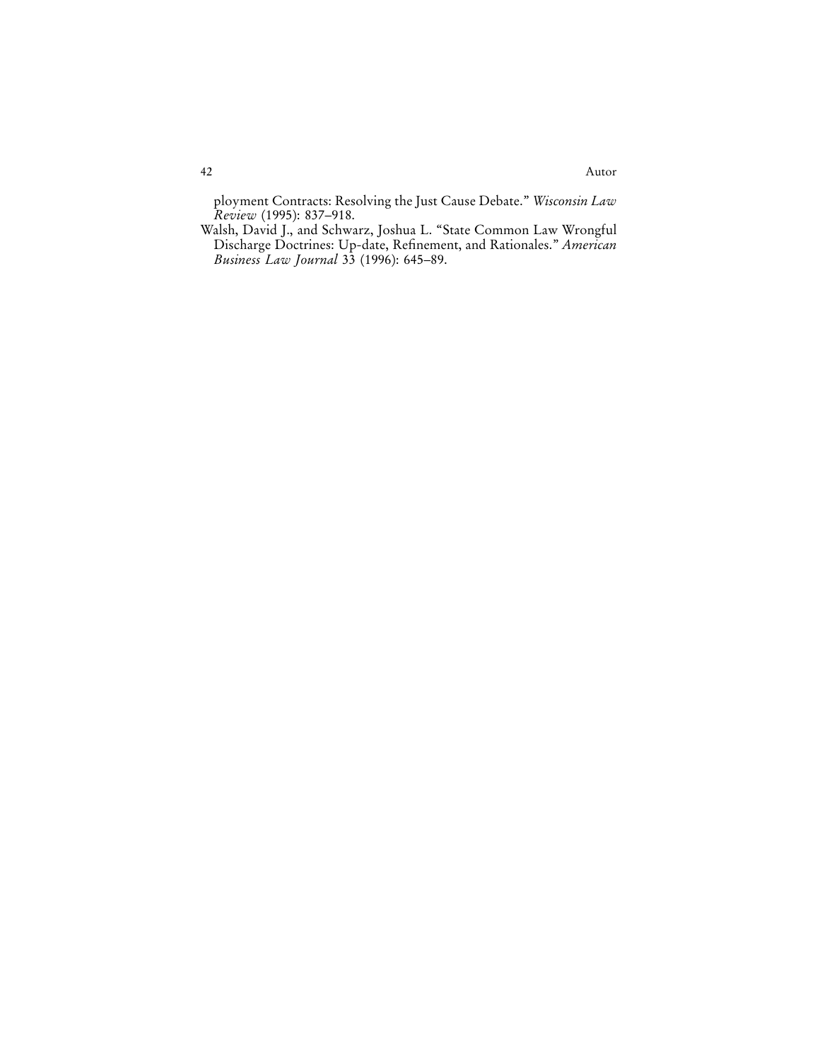ployment Contracts: Resolving the Just Cause Debate." *Wisconsin Law Review* (1995): 837–918.

Walsh, David J., and Schwarz, Joshua L. "State Common Law Wrongful Discharge Doctrines: Up-date, Refinement, and Rationales." *American Business Law Journal* 33 (1996): 645–89.